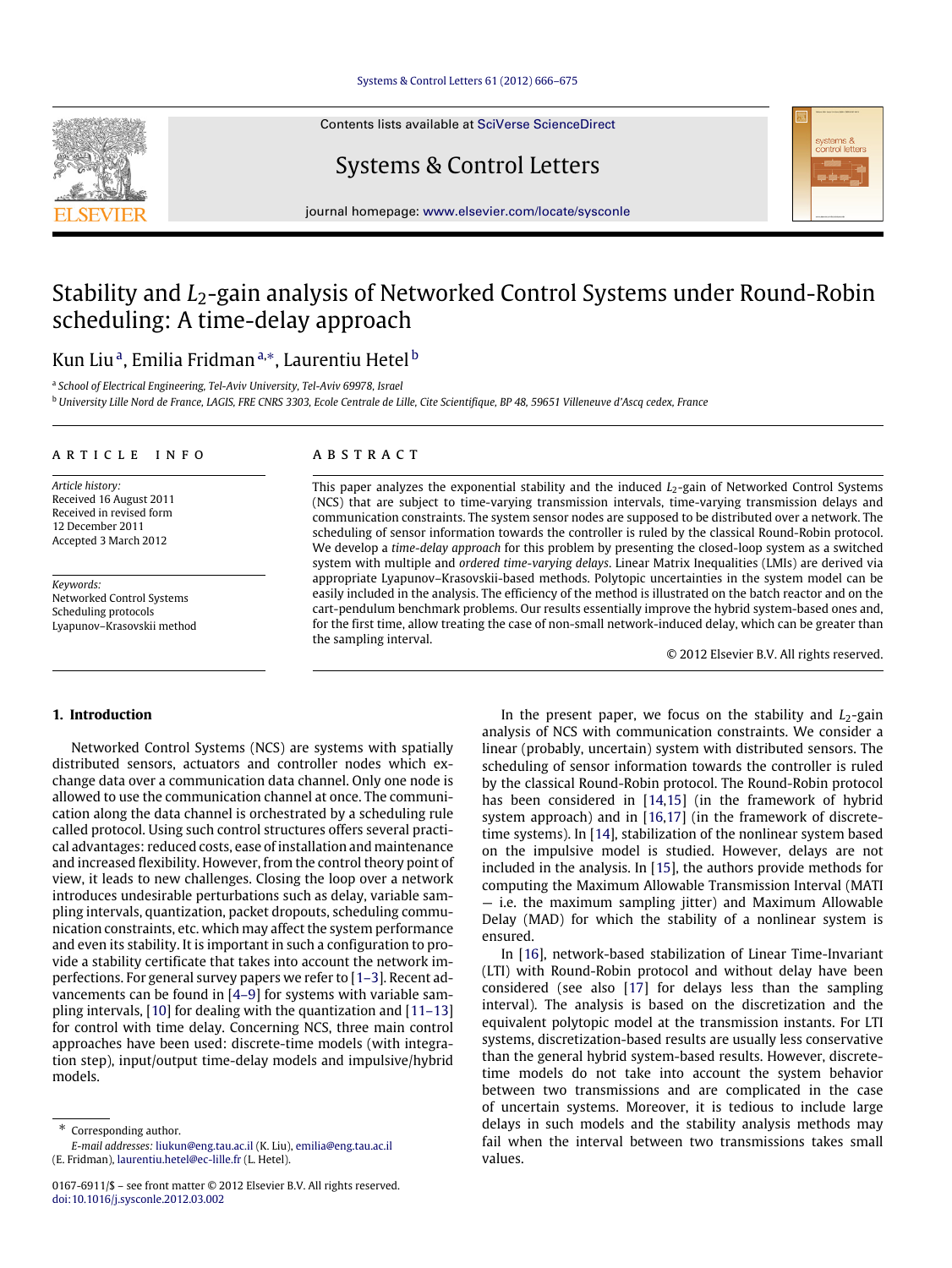# Stability and $L_2$-gain analysis of Networked Control Systems under Round-Robin scheduling: A time-delay approach

Kun Liu [a], Emilia Fridman [a,*], Laurentiu Hetel [b]

[a] School of Electrical Engineering, Tel-Aviv University, Tel-Aviv 69978, Israel

[b] University Lille Nord de France, LAGIS, FRE CNRS 3303, Ecole Centrale de Lille, Cite Scientifique, BP 48, 59651 Villeneuve d'Ascq cedex, France

## ARTICLE INFO

*Article history:*
Received 16 August 2011
Received in revised form
12 December 2011
Accepted 3 March 2012

*Keywords:*
Networked Control Systems
Scheduling protocols
Lyapunov–Krasovskii method

## ABSTRACT

This paper analyzes the exponential stability and the induced $L_2$-gain of Networked Control Systems (NCS) that are subject to time-varying transmission intervals, time-varying transmission delays and communication constraints. The system sensor nodes are supposed to be distributed over a network. The scheduling of sensor information towards the controller is ruled by the classical Round-Robin protocol. We develop a *time-delay approach* for this problem by presenting the closed-loop system as a switched system with multiple and *ordered time-varying delays*. Linear Matrix Inequalities (LMIs) are derived via appropriate Lyapunov–Krasovskii-based methods. Polytopic uncertainties in the system model can be easily included in the analysis. The efficiency of the method is illustrated on the batch reactor and on the cart-pendulum benchmark problems. Our results essentially improve the hybrid system-based ones and, for the first time, allow treating the case of non-small network-induced delay, which can be greater than the sampling interval.

© 2012 Elsevier B.V. All rights reserved.

## 1. Introduction

Networked Control Systems (NCS) are systems with spatially distributed sensors, actuators and controller nodes which exchange data over a communication data channel. Only one node is allowed to use the communication channel at once. The communication along the data channel is orchestrated by a scheduling rule called protocol. Using such control structures offers several practical advantages: reduced costs, ease of installation and maintenance and increased flexibility. However, from the control theory point of view, it leads to new challenges. Closing the loop over a network introduces undesirable perturbations such as delay, variable sampling intervals, quantization, packet dropouts, scheduling communication constraints, etc. which may affect the system performance and even its stability. It is important in such a configuration to provide a stability certificate that takes into account the network imperfections. For general survey papers we refer to [1–3]. Recent advancements can be found in [4–9] for systems with variable sampling intervals, [10] for dealing with the quantization and [11–13] for control with time delay. Concerning NCS, three main control approaches have been used: discrete-time models (with integration step), input/output time-delay models and impulsive/hybrid models.

In the present paper, we focus on the stability and $L_2$-gain analysis of NCS with communication constraints. We consider a linear (probably, uncertain) system with distributed sensors. The scheduling of sensor information towards the controller is ruled by the classical Round-Robin protocol. The Round-Robin protocol has been considered in [14,15] (in the framework of hybrid system approach) and in [16,17] (in the framework of discrete-time systems). In [14], stabilization of the nonlinear system based on the impulsive model is studied. However, delays are not included in the analysis. In [15], the authors provide methods for computing the Maximum Allowable Transmission Interval (MATI — i.e. the maximum sampling jitter) and Maximum Allowable Delay (MAD) for which the stability of a nonlinear system is ensured.

In [16], network-based stabilization of Linear Time-Invariant (LTI) with Round-Robin protocol and without delay have been considered (see also [17] for delays less than the sampling interval). The analysis is based on the discretization and the equivalent polytopic model at the transmission instants. For LTI systems, discretization-based results are usually less conservative than the general hybrid system-based results. However, discrete-time models do not take into account the system behavior between two transmissions and are complicated in the case of uncertain systems. Moreover, it is tedious to include large delays in such models and the stability analysis methods may fail when the interval between two transmissions takes small values.

* Corresponding author.
*E-mail addresses:* liukun@eng.tau.ac.il (K. Liu), emilia@eng.tau.ac.il (E. Fridman), laurentiu.hetel@ec-lille.fr (L. Hetel).

0167-6911/$ – see front matter © 2012 Elsevier B.V. All rights reserved.
doi:10.1016/j.sysconle.2012.03.002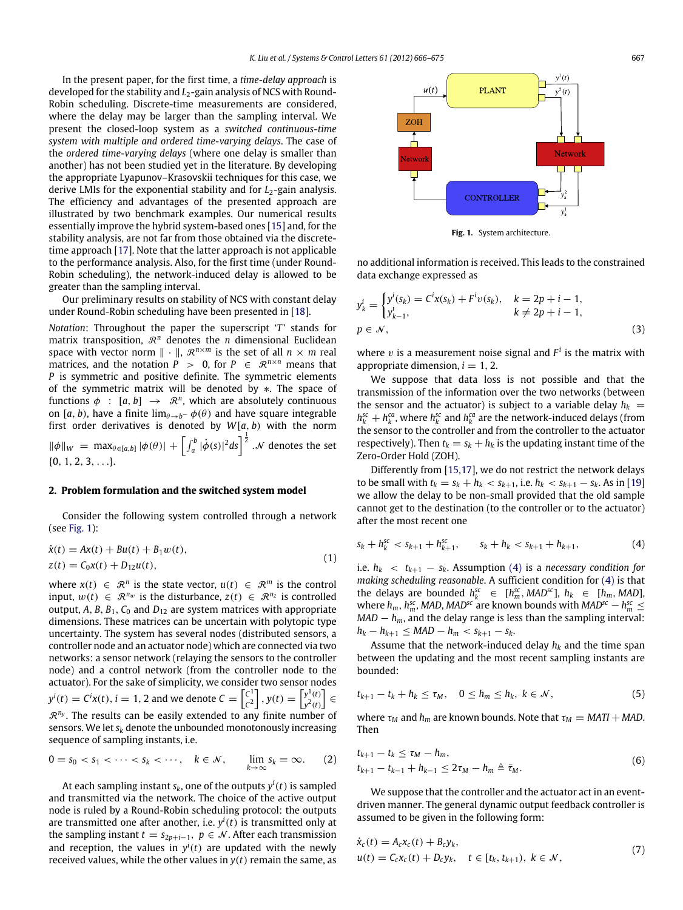In the present paper, for the first time, a *time-delay approach* is developed for the stability and $L_2$-gain analysis of NCS with Round-Robin scheduling. Discrete-time measurements are considered, where the delay may be larger than the sampling interval. We present the closed-loop system as a *switched continuous-time system with multiple and ordered time-varying delays*. The case of the *ordered time-varying delays* (where one delay is smaller than another) has not been studied yet in the literature. By developing the appropriate Lyapunov–Krasovskii techniques for this case, we derive LMIs for the exponential stability and for $L_2$-gain analysis. The efficiency and advantages of the presented approach are illustrated by two benchmark examples. Our numerical results essentially improve the hybrid system-based ones [15] and, for the stability analysis, are not far from those obtained via the discrete-time approach [17]. Note that the latter approach is not applicable to the performance analysis. Also, for the first time (under Round-Robin scheduling), the network-induced delay is allowed to be greater than the sampling interval.

Our preliminary results on stability of NCS with constant delay under Round-Robin scheduling have been presented in [18].

*Notation*: Throughout the paper the superscript '$T$' stands for matrix transposition, $\mathcal{R}^n$ denotes the $n$ dimensional Euclidean space with vector norm $\|\cdot\|$, $\mathcal{R}^{n\times m}$ is the set of all $n \times m$ real matrices, and the notation $P > 0$, for $P \in \mathcal{R}^{n\times n}$ means that $P$ is symmetric and positive definite. The symmetric elements of the symmetric matrix will be denoted by $*$. The space of functions $\phi : [a, b] \to \mathcal{R}^n$, which are absolutely continuous on $[a, b)$, have a finite $\lim_{\theta\to b^-} \phi(\theta)$ and have square integrable first order derivatives is denoted by $W[a, b)$ with the norm $\|\phi\|_W = \max_{\theta\in[a,b]} |\phi(\theta)| + \left[\int_a^b |\dot{\phi}(s)|^2 ds\right]^{\frac{1}{2}}$. $\mathcal{N}$ denotes the set $\{0, 1, 2, 3, \ldots\}$.

## 2. Problem formulation and the switched system model

Consider the following system controlled through a network (see Fig. 1):

$$
\begin{aligned}
\dot{x}(t) &= Ax(t) + Bu(t) + B_1 w(t), \\
z(t) &= C_0 x(t) + D_{12} u(t),
\end{aligned}
\tag{1}
$$

where $x(t) \in \mathcal{R}^n$ is the state vector, $u(t) \in \mathcal{R}^m$ is the control input, $w(t) \in \mathcal{R}^{n_w}$ is the disturbance, $z(t) \in \mathcal{R}^{n_z}$ is controlled output, $A$, $B$, $B_1$, $C_0$ and $D_{12}$ are system matrices with appropriate dimensions. These matrices can be uncertain with polytopic type uncertainty. The system has several nodes (distributed sensors, a controller node and an actuator node) which are connected via two networks: a sensor network (relaying the sensors to the controller node) and a control network (from the controller node to the actuator). For the sake of simplicity, we consider two sensor nodes $y^i(t) = C^i x(t)$, $i = 1, 2$ and we denote $C = \begin{bmatrix} C^1 \\ C^2 \end{bmatrix}$, $y(t) = \begin{bmatrix} y^1(t) \\ y^2(t) \end{bmatrix} \in \mathcal{R}^{n_y}$. The results can be easily extended to any finite number of sensors. We let $s_k$ denote the unbounded monotonously increasing sequence of sampling instants, i.e.

$$
0 = s_0 < s_1 < \cdots < s_k < \cdots, \quad k \in \mathcal{N}, \quad \lim_{k\to\infty} s_k = \infty. \tag{2}
$$

At each sampling instant $s_k$, one of the outputs $y^i(t)$ is sampled and transmitted via the network. The choice of the active output node is ruled by a Round-Robin scheduling protocol: the outputs are transmitted one after another, i.e. $y^i(t)$ is transmitted only at the sampling instant $t = s_{2p+i-1}$, $p \in \mathcal{N}$. After each transmission and reception, the values in $y^i(t)$ are updated with the newly received values, while the other values in $y(t)$ remain the same, as no additional information is received. This leads to the constrained data exchange expressed as

$$
y_k^i = \begin{cases} y^i(s_k) = C^i x(s_k) + F^i v(s_k), & k = 2p + i - 1, \\ y_{k-1}^i, & k \neq 2p + i - 1, \end{cases}
\quad p \in \mathcal{N}, \tag{3}
$$

Fig. 1. System architecture.

where $v$ is a measurement noise signal and $F^i$ is the matrix with appropriate dimension, $i = 1, 2$.

We suppose that data loss is not possible and that the transmission of the information over the two networks (between the sensor and the actuator) is subject to a variable delay $h_k = h_k^{sc} + h_k^{ca}$, where $h_k^{sc}$ and $h_k^{ca}$ are the network-induced delays (from the sensor to the controller and from the controller to the actuator respecitvely). Then $t_k = s_k + h_k$ is the updating instant time of the Zero-Order Hold (ZOH).

Differently from [15,17], we do not restrict the network delays to be small with $t_k = s_k + h_k < s_{k+1}$, i.e. $h_k < s_{k+1} - s_k$. As in [19] we allow the delay to be non-small provided that the old sample cannot get to the destination (to the controller or to the actuator) after the most recent one

$$
s_k + h_k^{sc} < s_{k+1} + h_{k+1}^{sc}, \qquad s_k + h_k < s_{k+1} + h_{k+1}, \tag{4}
$$

i.e. $h_k < t_{k+1} - s_k$. Assumption (4) is a *necessary condition for making scheduling reasonable*. A sufficient condition for (4) is that the delays are bounded $h_k^{sc} \in [h_m^{sc}, MAD^{sc}]$, $h_k \in [h_m, MAD]$, where $h_m$, $h_m^{sc}$, $MAD$, $MAD^{sc}$ are known bounds with $MAD^{sc} - h_m^{sc} \leq MAD - h_m$, and the delay range is less than the sampling interval: $h_k - h_{k+1} \leq MAD - h_m < s_{k+1} - s_k$.

Assume that the network-induced delay $h_k$ and the time span between the updating and the most recent sampling instants are bounded:

$$
t_{k+1} - t_k + h_k \leq \tau_M, \quad 0 \leq h_m \leq h_k, \ k \in \mathcal{N}, \tag{5}
$$

where $\tau_M$ and $h_m$ are known bounds. Note that $\tau_M = MATI + MAD$. Then

$$
\begin{aligned}
& t_{k+1} - t_k \leq \tau_M - h_m, \\
& t_{k+1} - t_{k-1} + h_{k-1} \leq 2\tau_M - h_m \triangleq \bar{\tau}_M.
\end{aligned}
\tag{6}
$$

We suppose that the controller and the actuator act in an event-driven manner. The general dynamic output feedback controller is assumed to be given in the following form:

$$
\begin{aligned}
\dot{x}_c(t) &= A_c x_c(t) + B_c y_k, \\
u(t) &= C_c x_c(t) + D_c y_k, \quad t \in [t_k, t_{k+1}), \ k \in \mathcal{N},
\end{aligned}
\tag{7}
$$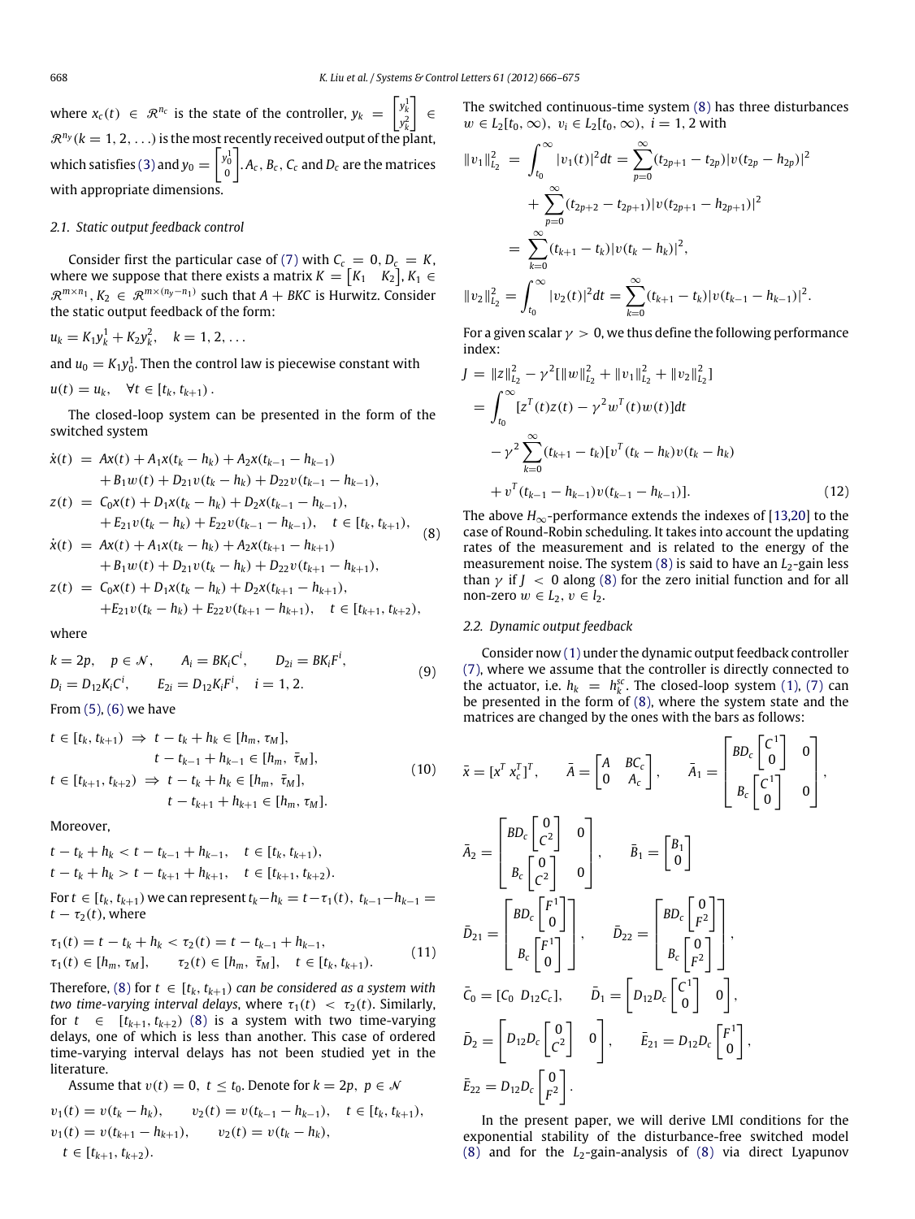where $x_c(t) \in \mathcal{R}^{n_c}$ is the state of the controller, $y_k = \begin{bmatrix} y_k^1 \\ y_k^2 \end{bmatrix} \in \mathcal{R}^{n_y} (k = 1, 2, \ldots)$ is the most recently received output of the plant, which satisfies (3) and $y_0 = \begin{bmatrix} y_0^1 \\ 0 \end{bmatrix}$. $A_c$, $B_c$, $C_c$ and $D_c$ are the matrices with appropriate dimensions.

### 2.1. Static output feedback control

Consider first the particular case of (7) with $C_c = 0$, $D_c = K$, where we suppose that there exists a matrix $K = \begin{bmatrix} K_1 & K_2 \end{bmatrix}$, $K_1 \in \mathcal{R}^{m \times n_1}$, $K_2 \in \mathcal{R}^{m \times (n_y - n_1)}$ such that $A + BKC$ is Hurwitz. Consider the static output feedback of the form:

$$u_k = K_1 y_k^1 + K_2 y_k^2, \quad k = 1, 2, \ldots$$

and $u_0 = K_1 y_0^1$. Then the control law is piecewise constant with

$$u(t) = u_k, \quad \forall t \in [t_k, t_{k+1}).$$

The closed-loop system can be presented in the form of the switched system

$$\begin{aligned}
\dot{x}(t) &= Ax(t) + A_1 x(t_k - h_k) + A_2 x(t_{k-1} - h_{k-1}) \\
&\quad + B_1 w(t) + D_{21} v(t_k - h_k) + D_{22} v(t_{k-1} - h_{k-1}), \\
z(t) &= C_0 x(t) + D_1 x(t_k - h_k) + D_2 x(t_{k-1} - h_{k-1}), \\
&\quad + E_{21} v(t_k - h_k) + E_{22} v(t_{k-1} - h_{k-1}), \quad t \in [t_k, t_{k+1}), \\
\dot{x}(t) &= Ax(t) + A_1 x(t_k - h_k) + A_2 x(t_{k+1} - h_{k+1}) \\
&\quad + B_1 w(t) + D_{21} v(t_k - h_k) + D_{22} v(t_{k+1} - h_{k+1}), \\
z(t) &= C_0 x(t) + D_1 x(t_k - h_k) + D_2 x(t_{k+1} - h_{k+1}), \\
&\quad + E_{21} v(t_k - h_k) + E_{22} v(t_{k+1} - h_{k+1}), \quad t \in [t_{k+1}, t_{k+2}),
\end{aligned} \tag{8}$$

where

$$\begin{aligned}
&k = 2p, \quad p \in \mathcal{N}, \qquad A_i = BK_iC^i, \qquad D_{2i} = BK_iF^i, \\
&D_i = D_{12}K_iC^i, \qquad E_{2i} = D_{12}K_iF^i, \quad i = 1, 2.
\end{aligned} \tag{9}$$

From (5), (6) we have

$$\begin{aligned}
t \in [t_k, t_{k+1}) \;&\Rightarrow\; t - t_k + h_k \in [h_m, \tau_M], \\
&\qquad t - t_{k-1} + h_{k-1} \in [h_m, \bar{\tau}_M], \\
t \in [t_{k+1}, t_{k+2}) \;&\Rightarrow\; t - t_k + h_k \in [h_m, \bar{\tau}_M], \\
&\qquad t - t_{k+1} + h_{k+1} \in [h_m, \tau_M].
\end{aligned} \tag{10}$$

Moreover,

$$\begin{aligned}
&t - t_k + h_k < t - t_{k-1} + h_{k-1}, \quad t \in [t_k, t_{k+1}), \\
&t - t_k + h_k > t - t_{k+1} + h_{k+1}, \quad t \in [t_{k+1}, t_{k+2}).
\end{aligned}$$

For $t \in [t_k, t_{k+1})$ we can represent $t_k - h_k = t - \tau_1(t)$, $t_{k-1} - h_{k-1} = t - \tau_2(t)$, where

$$\begin{aligned}
&\tau_1(t) = t - t_k + h_k < \tau_2(t) = t - t_{k-1} + h_{k-1}, \\
&\tau_1(t) \in [h_m, \tau_M], \qquad \tau_2(t) \in [h_m, \bar{\tau}_M], \quad t \in [t_k, t_{k+1}).
\end{aligned} \tag{11}$$

Therefore, (8) for $t \in [t_k, t_{k+1})$ *can be considered as a system with two time-varying interval delays*, where $\tau_1(t) < \tau_2(t)$. Similarly, for $t \in [t_{k+1}, t_{k+2})$ (8) is a system with two time-varying delays, one of which is less than another. This case of ordered time-varying interval delays has not been studied yet in the literature.

Assume that $v(t) = 0$, $t \leq t_0$. Denote for $k = 2p$, $p \in \mathcal{N}$

$$\begin{aligned}
&v_1(t) = v(t_k - h_k), \qquad v_2(t) = v(t_{k-1} - h_{k-1}), \quad t \in [t_k, t_{k+1}), \\
&v_1(t) = v(t_{k+1} - h_{k+1}), \qquad v_2(t) = v(t_k - h_k), \\
&t \in [t_{k+1}, t_{k+2}).
\end{aligned}$$

The switched continuous-time system (8) has three disturbances $w \in L_2[t_0, \infty)$, $v_i \in L_2[t_0, \infty)$, $i = 1, 2$ with

$$\begin{aligned}
\|v_1\|_{L_2}^2 &= \int_{t_0}^{\infty} |v_1(t)|^2 dt = \sum_{p=0}^{\infty} (t_{2p+1} - t_{2p}) |v(t_{2p} - h_{2p})|^2 \\
&\quad + \sum_{p=0}^{\infty} (t_{2p+2} - t_{2p+1}) |v(t_{2p+1} - h_{2p+1})|^2 \\
&= \sum_{k=0}^{\infty} (t_{k+1} - t_k) |v(t_k - h_k)|^2, \\
\|v_2\|_{L_2}^2 &= \int_{t_0}^{\infty} |v_2(t)|^2 dt = \sum_{k=0}^{\infty} (t_{k+1} - t_k) |v(t_{k-1} - h_{k-1})|^2.
\end{aligned}$$

For a given scalar $\gamma > 0$, we thus define the following performance index:

$$\begin{aligned}
J &= \|z\|_{L_2}^2 - \gamma^2 [\|w\|_{L_2}^2 + \|v_1\|_{L_2}^2 + \|v_2\|_{L_2}^2] \\
&= \int_{t_0}^{\infty} [z^T(t) z(t) - \gamma^2 w^T(t) w(t)] dt \\
&\quad - \gamma^2 \sum_{k=0}^{\infty} (t_{k+1} - t_k) [v^T(t_k - h_k) v(t_k - h_k) \\
&\quad + v^T(t_{k-1} - h_{k-1}) v(t_{k-1} - h_{k-1})].
\end{aligned} \tag{12}$$

The above $H_\infty$-performance extends the indexes of [13,20] to the case of Round-Robin scheduling. It takes into account the updating rates of the measurement and is related to the energy of the measurement noise. The system (8) is said to have an $L_2$-gain less than $\gamma$ if $J < 0$ along (8) for the zero initial function and for all non-zero $w \in L_2$, $v \in l_2$.

### 2.2. Dynamic output feedback

Consider now (1) under the dynamic output feedback controller (7), where we assume that the controller is directly connected to the actuator, i.e. $h_k = h_k^{sc}$. The closed-loop system (1), (7) can be presented in the form of (8), where the system state and the matrices are changed by the ones with the bars as follows:

$$\bar{x} = [x^T \; x_c^T]^T, \qquad \bar{A} = \begin{bmatrix} A & BC_c \\ 0 & A_c \end{bmatrix}, \qquad \bar{A}_1 = \begin{bmatrix} BD_c \begin{bmatrix} C^1 \\ 0 \end{bmatrix} & 0 \\ B_c \begin{bmatrix} C^1 \\ 0 \end{bmatrix} & 0 \end{bmatrix},$$

$$\bar{A}_2 = \begin{bmatrix} BD_c \begin{bmatrix} 0 \\ C^2 \end{bmatrix} & 0 \\ B_c \begin{bmatrix} 0 \\ C^2 \end{bmatrix} & 0 \end{bmatrix}, \qquad \bar{B}_1 = \begin{bmatrix} B_1 \\ 0 \end{bmatrix}$$

$$\bar{D}_{21} = \begin{bmatrix} BD_c \begin{bmatrix} F^1 \\ 0 \end{bmatrix} \\ B_c \begin{bmatrix} F^1 \\ 0 \end{bmatrix} \end{bmatrix}, \qquad \bar{D}_{22} = \begin{bmatrix} BD_c \begin{bmatrix} 0 \\ F^2 \end{bmatrix} \\ B_c \begin{bmatrix} 0 \\ F^2 \end{bmatrix} \end{bmatrix},$$

$$\bar{C}_0 = [C_0 \; D_{12}C_c], \qquad \bar{D}_1 = \begin{bmatrix} D_{12}D_c \begin{bmatrix} C^1 \\ 0 \end{bmatrix} & 0 \end{bmatrix},$$

$$\bar{D}_2 = \begin{bmatrix} D_{12}D_c \begin{bmatrix} 0 \\ C^2 \end{bmatrix} & 0 \end{bmatrix}, \qquad \bar{E}_{21} = D_{12}D_c \begin{bmatrix} F^1 \\ 0 \end{bmatrix},$$

$$\bar{E}_{22} = D_{12}D_c \begin{bmatrix} 0 \\ F^2 \end{bmatrix}.$$

In the present paper, we will derive LMI conditions for the exponential stability of the disturbance-free switched model (8) and for the $L_2$-gain-analysis of (8) via direct Lyapunov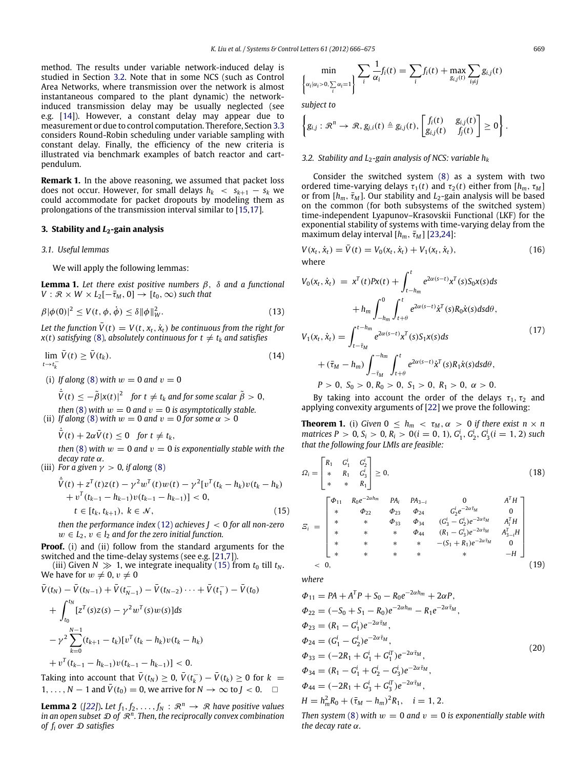method. The results under variable network-induced delay is studied in Section 3.2. Note that in some NCS (such as Control Area Networks, where transmission over the network is almost instantaneous compared to the plant dynamic) the network-induced transmission delay may be usually neglected (see e.g. [14]). However, a constant delay may appear due to measurement or due to control computation. Therefore, Section 3.3 considers Round-Robin scheduling under variable sampling with constant delay. Finally, the efficiency of the new criteria is illustrated via benchmark examples of batch reactor and cart-pendulum.

**Remark 1.** In the above reasoning, we assumed that packet loss does not occur. However, for small delays $h_k < s_{k+1} - s_k$ we could accommodate for packet dropouts by modeling them as prolongations of the transmission interval similar to [15,17].

## 3. Stability and $L_2$-gain analysis

### 3.1. Useful lemmas

We will apply the following lemmas:

**Lemma 1.** *Let there exist positive numbers $\beta$, $\delta$ and a functional $V : \mathcal{R} \times W \times L_2[-\bar{\tau}_M, 0] \to [t_0, \infty)$ such that*

$$\beta|\phi(0)|^2 \leq V(t, \phi, \dot{\phi}) \leq \delta\|\phi\|_W^2. \tag{13}$$

*Let the function $\bar{V}(t) = V(t, x_t, \dot{x}_t)$ be continuous from the right for $x(t)$ satisfying (8), absolutely continuous for $t \neq t_k$ and satisfies*

$$\lim_{t \to t_k^-} \bar{V}(t) \geq \bar{V}(t_k). \tag{14}$$

(i) *If along (8) with $w = 0$ and $v = 0$*

$$\dot{\bar{V}}(t) \leq -\tilde{\beta}|x(t)|^2 \quad \textit{for } t \neq t_k \textit{ and for some scalar } \tilde{\beta} > 0,$$

*then (8) with $w = 0$ and $v = 0$ is asymptotically stable.*

(ii) *If along (8) with $w = 0$ and $v = 0$ for some $\alpha > 0$*

$$\dot{\bar{V}}(t) + 2\alpha\bar{V}(t) \leq 0 \quad \textit{for } t \neq t_k,$$

*then (8) with $w = 0$ and $v = 0$ is exponentially stable with the decay rate $\alpha$.*

(iii) *For a given $\gamma > 0$, if along (8)*

$$\begin{aligned}
&\dot{\bar{V}}(t) + z^T(t)z(t) - \gamma^2 w^T(t)w(t) - \gamma^2[v^T(t_k - h_k)v(t_k - h_k) \\
&\quad + v^T(t_{k-1} - h_{k-1})v(t_{k-1} - h_{k-1})] < 0, \\
&\quad t \in [t_k, t_{k+1}),\ k \in \mathcal{N},
\end{aligned} \tag{15}$$

*then the performance index (12) achieves $J < 0$ for all non-zero $w \in L_2$, $v \in l_2$ and for the zero initial function.*

**Proof.** (i) and (ii) follow from the standard arguments for the switched and the time-delay systems (see e.g. [21,7]).

(iii) Given $N \gg 1$, we integrate inequality (15) from $t_0$ till $t_N$. We have for $w \neq 0$, $v \neq 0$

$$\begin{aligned}
&\bar{V}(t_N) - \bar{V}(t_{N-1}) + \bar{V}(t_{N-1}^-) - \bar{V}(t_{N-2}) \cdots + \bar{V}(t_1^-) - \bar{V}(t_0) \\
&+ \int_{t_0}^{t_N} [z^T(s)z(s) - \gamma^2 w^T(s)w(s)]ds \\
&- \gamma^2 \sum_{k=0}^{N-1} (t_{k+1} - t_k)[v^T(t_k - h_k)v(t_k - h_k) \\
&+ v^T(t_{k-1} - h_{k-1})v(t_{k-1} - h_{k-1})] < 0.
\end{aligned}$$

Taking into account that $\bar{V}(t_N) \geq 0$, $\bar{V}(t_k^-) - \bar{V}(t_k) \geq 0$ for $k = 1, \ldots, N-1$ and $\bar{V}(t_0) = 0$, we arrive for $N \to \infty$ to $J < 0$. □

**Lemma 2** ([22]). *Let $f_1, f_2, \ldots, f_N : \mathcal{R}^n \to \mathcal{R}$ have positive values in an open subset $\mathcal{D}$ of $\mathcal{R}^n$. Then, the reciprocally convex combination of $f_i$ over $\mathcal{D}$ satisfies*

$$\min_{\left\{\alpha_i | \alpha_i > 0, \sum_i \alpha_i = 1\right\}} \sum_i \frac{1}{\alpha_i} f_i(t) = \sum_i f_i(t) + \max_{g_{i,j}(t)} \sum_{i \neq j} g_{i,j}(t)$$

*subject to*

$$\left\{ g_{i,j} : \mathcal{R}^n \to \mathcal{R}, g_{j,i}(t) \triangleq g_{i,j}(t), \begin{bmatrix} f_i(t) & g_{i,j}(t) \\ g_{i,j}(t) & f_j(t) \end{bmatrix} \geq 0 \right\}.$$

### 3.2. Stability and $L_2$-gain analysis of NCS: variable $h_k$

Consider the switched system (8) as a system with two ordered time-varying delays $\tau_1(t)$ and $\tau_2(t)$ either from $[h_m, \tau_M]$ or from $[h_m, \bar{\tau}_M]$. Our stability and $L_2$-gain analysis will be based on the common (for both subsystems of the switched system) time-independent Lyapunov–Krasovskii Functional (LKF) for the exponential stability of systems with time-varying delay from the maximum delay interval $[h_m, \bar{\tau}_M]$ [23,24]:

$$V(x_t, \dot{x}_t) = \bar{V}(t) = V_0(x_t, \dot{x}_t) + V_1(x_t, \dot{x}_t), \tag{16}$$

where

$$\begin{aligned}
V_0(x_t, \dot{x}_t) &= x^T(t)Px(t) + \int_{t-h_m}^{t} e^{2\alpha(s-t)} x^T(s)S_0 x(s)ds \\
&\quad + h_m \int_{-h_m}^{0} \int_{t+\theta}^{t} e^{2\alpha(s-t)} \dot{x}^T(s)R_0\dot{x}(s)dsd\theta, \\
V_1(x_t, \dot{x}_t) &= \int_{t-\bar{\tau}_M}^{t-h_m} e^{2\alpha(s-t)} x^T(s)S_1 x(s)ds \\
&\quad + (\bar{\tau}_M - h_m) \int_{-\bar{\tau}_M}^{-h_m} \int_{t+\theta}^{t} e^{2\alpha(s-t)} \dot{x}^T(s)R_1\dot{x}(s)dsd\theta, \\
&\quad P > 0,\ S_0 > 0, R_0 > 0,\ S_1 > 0,\ R_1 > 0,\ \alpha > 0.
\end{aligned} \tag{17}$$

By taking into account the order of the delays $\tau_1, \tau_2$ and applying convexity arguments of [22] we prove the following:

**Theorem 1.** (i) *Given $0 \leq h_m < \tau_M, \alpha > 0$ if there exist $n \times n$ matrices $P > 0, S_i > 0, R_i > 0 (i = 0, 1)$, $G_1^i, G_2^i, G_3^i (i = 1, 2)$ such that the following four LMIs are feasible:*

$$\Omega_i = \begin{bmatrix} R_1 & G_1^i & G_2^i \\ * & R_1 & G_3^i \\ * & * & R_1 \end{bmatrix} \geq 0, \tag{18}$$

$$\Xi_i = \begin{bmatrix}
\Phi_{11} & R_0 e^{-2\alpha h_m} & PA_i & PA_{3-i} & 0 & A^T H \\
* & \Phi_{22} & \Phi_{23} & \Phi_{24} & G_2^i e^{-2\alpha\bar{\tau}_M} & 0 \\
* & * & \Phi_{33} & \Phi_{34} & (G_3^i - G_2^i)e^{-2\alpha\bar{\tau}_M} & A_i^T H \\
* & * & * & \Phi_{44} & (R_1 - G_3^i)e^{-2\alpha\bar{\tau}_M} & A_{3-i}^T H \\
* & * & * & * & -(S_1 + R_1)e^{-2\alpha\bar{\tau}_M} & 0 \\
* & * & * & * & * & -H
\end{bmatrix} < 0, \tag{19}$$

*where*

$$\begin{aligned}
\Phi_{11} &= PA + A^T P + S_0 - R_0 e^{-2\alpha h_m} + 2\alpha P, \\
\Phi_{22} &= (-S_0 + S_1 - R_0)e^{-2\alpha h_m} - R_1 e^{-2\alpha\bar{\tau}_M}, \\
\Phi_{23} &= (R_1 - G_1^i)e^{-2\alpha\bar{\tau}_M}, \\
\Phi_{24} &= (G_1^i - G_2^i)e^{-2\alpha\bar{\tau}_M}, \\
\Phi_{33} &= (-2R_1 + G_1^i + G_1^{iT})e^{-2\alpha\bar{\tau}_M}, \\
\Phi_{34} &= (R_1 - G_1^i + G_2^i - G_3^i)e^{-2\alpha\bar{\tau}_M}, \\
\Phi_{44} &= (-2R_1 + G_3^i + G_3^{iT})e^{-2\alpha\bar{\tau}_M}, \\
H &= h_m^2 R_0 + (\bar{\tau}_M - h_m)^2 R_1, \quad i = 1, 2.
\end{aligned} \tag{20}$$

*Then system (8) with $w = 0$ and $v = 0$ is exponentially stable with the decay rate $\alpha$.*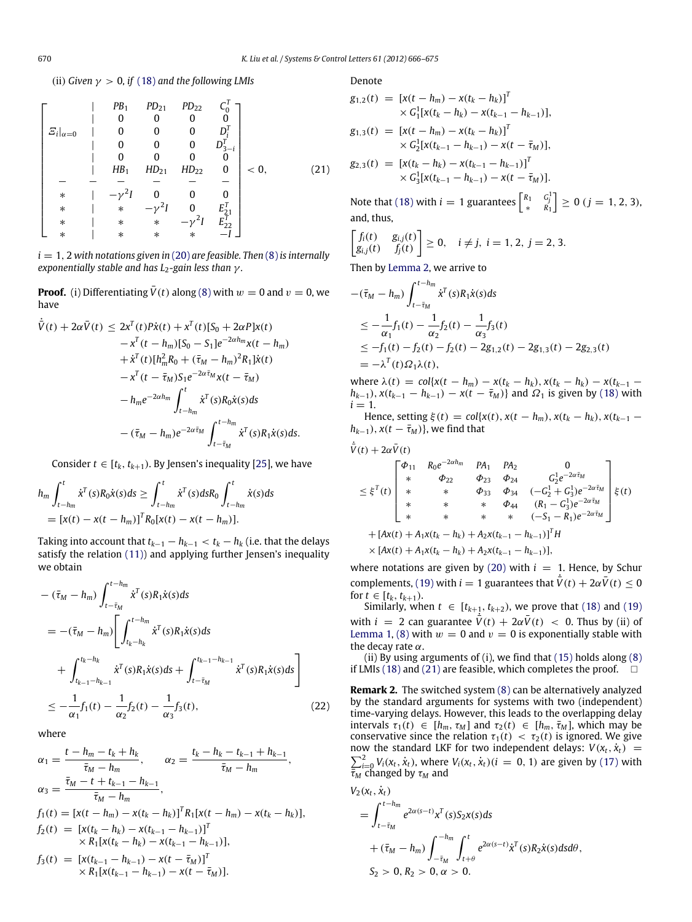(ii) *Given $\gamma > 0$, if (18) and the following LMIs*

$$
\left[\begin{array}{c|ccccc}
 & PB_1 & PD_{21} & PD_{22} & C_0^T \\
 & 0 & 0 & 0 & 0 \\
\Xi_i|_{\alpha=0} & 0 & 0 & 0 & D_i^T \\
 & 0 & 0 & 0 & D_{3-i}^T \\
 & 0 & 0 & 0 & 0 \\
 & HB_1 & HD_{21} & HD_{22} & 0 \\
\hline
* & -\gamma^2 I & 0 & 0 & 0 \\
* & * & -\gamma^2 I & 0 & E_{21}^T \\
* & * & * & -\gamma^2 I & E_{22}^T \\
* & * & * & * & -I
\end{array}\right] < 0, \qquad (21)
$$

$i = 1, 2$ *with notations given in (20) are feasible. Then (8) is internally exponentially stable and has $L_2$-gain less than $\gamma$.*

**Proof.** (i) Differentiating $\bar{V}(t)$ along (8) with $w = 0$ and $v = 0$, we have

$$
\begin{aligned}
\dot{\bar{V}}(t) + 2\alpha\bar{V}(t) \le\ & 2x^T(t)P\dot{x}(t) + x^T(t)[S_0 + 2\alpha P]x(t) \\
& - x^T(t-h_m)[S_0 - S_1]e^{-2\alpha h_m}x(t-h_m) \\
& + \dot{x}^T(t)[h_m^2 R_0 + (\bar{\tau}_M - h_m)^2 R_1]\dot{x}(t) \\
& - x^T(t-\bar{\tau}_M)S_1 e^{-2\alpha\bar{\tau}_M}x(t-\bar{\tau}_M) \\
& - h_m e^{-2\alpha h_m}\int_{t-h_m}^{t}\dot{x}^T(s)R_0\dot{x}(s)ds \\
& - (\bar{\tau}_M - h_m)e^{-2\alpha\bar{\tau}_M}\int_{t-\bar{\tau}_M}^{t-h_m}\dot{x}^T(s)R_1\dot{x}(s)ds.
\end{aligned}
$$

Consider $t \in [t_k, t_{k+1})$. By Jensen's inequality [25], we have

$$
\begin{aligned}
h_m\int_{t-h_m}^{t}\dot{x}^T(s)R_0\dot{x}(s)ds &\ge \int_{t-h_m}^{t}\dot{x}^T(s)dsR_0\int_{t-h_m}^{t}\dot{x}(s)ds \\
&= [x(t) - x(t-h_m)]^T R_0[x(t) - x(t-h_m)].
\end{aligned}
$$

Taking into account that $t_{k-1} - h_{k-1} < t_k - h_k$ (i.e. that the delays satisfy the relation (11)) and applying further Jensen's inequality we obtain

$$
\begin{aligned}
&-(\bar{\tau}_M - h_m)\int_{t-\bar{\tau}_M}^{t-h_m}\dot{x}^T(s)R_1\dot{x}(s)ds \\
&= -(\bar{\tau}_M - h_m)\Bigg[\int_{t_k-h_k}^{t-h_m}\dot{x}^T(s)R_1\dot{x}(s)ds \\
&\quad + \int_{t_{k-1}-h_{k-1}}^{t_k-h_k}\dot{x}^T(s)R_1\dot{x}(s)ds + \int_{t-\bar{\tau}_M}^{t_{k-1}-h_{k-1}}\dot{x}^T(s)R_1\dot{x}(s)ds\Bigg] \\
&\le -\frac{1}{\alpha_1}f_1(t) - \frac{1}{\alpha_2}f_2(t) - \frac{1}{\alpha_3}f_3(t), \qquad (22)
\end{aligned}
$$

where

$$
\alpha_1 = \frac{t - h_m - t_k + h_k}{\bar{\tau}_M - h_m}, \qquad \alpha_2 = \frac{t_k - h_k - t_{k-1} + h_{k-1}}{\bar{\tau}_M - h_m},
$$

$$
\alpha_3 = \frac{\bar{\tau}_M - t + t_{k-1} - h_{k-1}}{\bar{\tau}_M - h_m},
$$

$$
\begin{aligned}
f_1(t) &= [x(t-h_m) - x(t_k - h_k)]^T R_1[x(t-h_m) - x(t_k - h_k)], \\
f_2(t) &= [x(t_k - h_k) - x(t_{k-1} - h_{k-1})]^T \\
&\quad \times R_1[x(t_k - h_k) - x(t_{k-1} - h_{k-1})], \\
f_3(t) &= [x(t_{k-1} - h_{k-1}) - x(t - \bar{\tau}_M)]^T \\
&\quad \times R_1[x(t_{k-1} - h_{k-1}) - x(t - \bar{\tau}_M)].
\end{aligned}
$$

Denote

$$
\begin{aligned}
g_{1,2}(t) &= [x(t-h_m) - x(t_k - h_k)]^T \\
&\quad \times G_1^1[x(t_k - h_k) - x(t_{k-1} - h_{k-1})], \\
g_{1,3}(t) &= [x(t-h_m) - x(t_k - h_k)]^T \\
&\quad \times G_2^1[x(t_{k-1} - h_{k-1}) - x(t - \bar{\tau}_M)], \\
g_{2,3}(t) &= [x(t_k - h_k) - x(t_{k-1} - h_{k-1})]^T \\
&\quad \times G_3^1[x(t_{k-1} - h_{k-1}) - x(t - \bar{\tau}_M)].
\end{aligned}
$$

Note that (18) with $i = 1$ guarantees $\begin{bmatrix} R_1 & G_j^1 \\ * & R_1 \end{bmatrix} \ge 0$ $(j = 1, 2, 3)$, and, thus,

$$
\begin{bmatrix} f_i(t) & g_{i,j}(t) \\ g_{i,j}(t) & f_j(t) \end{bmatrix} \ge 0, \quad i \ne j,\ i = 1, 2,\ j = 2, 3.
$$

Then by Lemma 2, we arrive to

$$
\begin{aligned}
&-(\bar{\tau}_M - h_m)\int_{t-\bar{\tau}_M}^{t-h_m}\dot{x}^T(s)R_1\dot{x}(s)ds \\
&\le -\frac{1}{\alpha_1}f_1(t) - \frac{1}{\alpha_2}f_2(t) - \frac{1}{\alpha_3}f_3(t) \\
&\le -f_1(t) - f_2(t) - f_2(t) - 2g_{1,2}(t) - 2g_{1,3}(t) - 2g_{2,3}(t) \\
&= -\lambda^T(t)\Omega_1\lambda(t),
\end{aligned}
$$

where $\lambda(t) = col\{x(t-h_m) - x(t_k - h_k), x(t_k - h_k) - x(t_{k-1} - h_{k-1}), x(t_{k-1} - h_{k-1}) - x(t - \bar{\tau}_M)\}$ and $\Omega_1$ is given by (18) with $i = 1$.

Hence, setting $\xi(t) = col\{x(t), x(t-h_m), x(t_k - h_k), x(t_{k-1} - h_{k-1}), x(t - \bar{\tau}_M)\}$, we find that

$$
\begin{aligned}
&\dot{\bar{V}}(t) + 2\alpha\bar{V}(t) \\
&\le \xi^T(t)\begin{bmatrix}
\Phi_{11} & R_0 e^{-2\alpha h_m} & PA_1 & PA_2 & 0 \\
* & \Phi_{22} & \Phi_{23} & \Phi_{24} & G_2^1 e^{-2\alpha\bar{\tau}_M} \\
* & * & \Phi_{33} & \Phi_{34} & (-G_2^1 + G_3^1)e^{-2\alpha\bar{\tau}_M} \\
* & * & * & \Phi_{44} & (R_1 - G_3^1)e^{-2\alpha\bar{\tau}_M} \\
* & * & * & * & (-S_1 - R_1)e^{-2\alpha\bar{\tau}_M}
\end{bmatrix}\xi(t) \\
&\quad + [Ax(t) + A_1 x(t_k - h_k) + A_2 x(t_{k-1} - h_{k-1})]^T H \\
&\quad \times [Ax(t) + A_1 x(t_k - h_k) + A_2 x(t_{k-1} - h_{k-1})],
\end{aligned}
$$

where notations are given by (20) with $i = 1$. Hence, by Schur complements, (19) with $i = 1$ guarantees that $\dot{\bar{V}}(t) + 2\alpha\bar{V}(t) \le 0$ for $t \in [t_k, t_{k+1})$.

Similarly, when $t \in [t_{k+1}, t_{k+2})$, we prove that (18) and (19) with $i = 2$ can guarantee $\dot{\bar{V}}(t) + 2\alpha\bar{V}(t) < 0$. Thus by (ii) of Lemma 1, (8) with $w = 0$ and $v = 0$ is exponentially stable with the decay rate $\alpha$.

(ii) By using arguments of (i), we find that (15) holds along (8) if LMIs (18) and (21) are feasible, which completes the proof. $\square$

**Remark 2.** The switched system (8) can be alternatively analyzed by the standard arguments for systems with two (independent) time-varying delays. However, this leads to the overlapping delay intervals $\tau_1(t) \in [h_m, \tau_M]$ and $\tau_2(t) \in [h_m, \bar{\tau}_M]$, which may be conservative since the relation $\tau_1(t) < \tau_2(t)$ is ignored. We give now the standard LKF for two independent delays: $V(x_t, \dot{x}_t) = \sum_{i=0}^{2} V_i(x_t, \dot{x}_t)$, where $V_i(x_t, \dot{x}_t) (i = 0, 1)$ are given by (17) with $\bar{\tau}_M$ changed by $\tau_M$ and

$$
\begin{aligned}
V_2(x_t, \dot{x}_t) &= \int_{t-\bar{\tau}_M}^{t-h_m} e^{2\alpha(s-t)}x^T(s)S_2 x(s)ds \\
&\quad + (\bar{\tau}_M - h_m)\int_{-\bar{\tau}_M}^{-h_m}\int_{t+\theta}^{t} e^{2\alpha(s-t)}\dot{x}^T(s)R_2\dot{x}(s)dsd\theta, \\
&S_2 > 0, R_2 > 0, \alpha > 0.
\end{aligned}
$$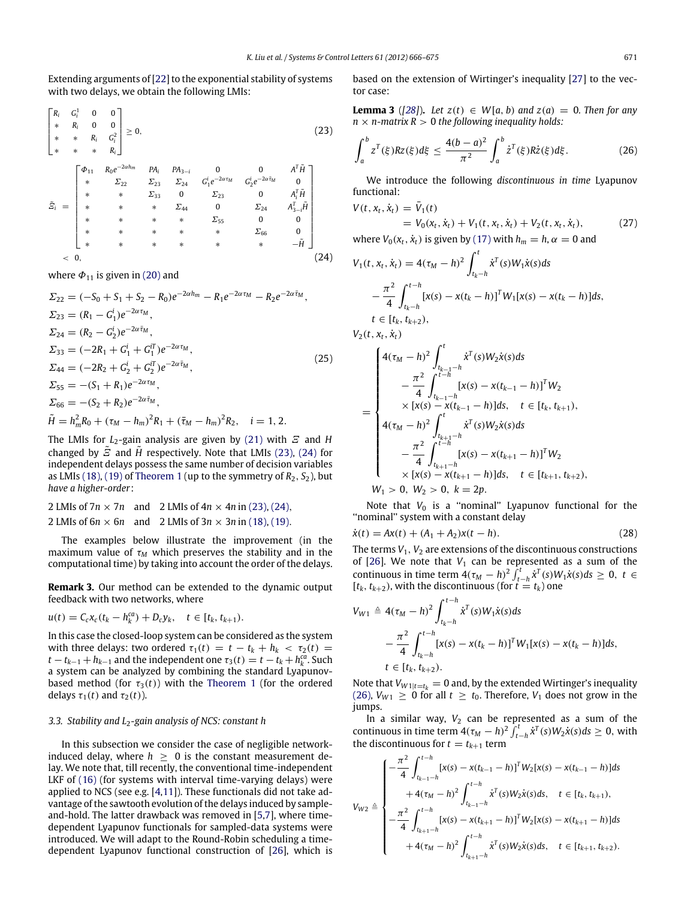Extending arguments of [22] to the exponential stability of systems with two delays, we obtain the following LMIs:

$$\begin{bmatrix} R_i & G_i^1 & 0 & 0 \\ * & R_i & 0 & 0 \\ * & * & R_i & G_i^2 \\ * & * & * & R_i \end{bmatrix} \geq 0, \tag{23}$$

$$\bar{\Xi}_i = \begin{bmatrix} \Phi_{11} & R_0 e^{-2\alpha h_m} & PA_i & PA_{3-i} & 0 & 0 & A^T \tilde{H} \\ * & \Sigma_{22} & \Sigma_{23} & \Sigma_{24} & G_1^i e^{-2\alpha \tau_M} & G_2^i e^{-2\alpha \bar{\tau}_M} & 0 \\ * & * & \Sigma_{33} & 0 & \Sigma_{23} & 0 & A_i^T \tilde{H} \\ * & * & * & \Sigma_{44} & 0 & \Sigma_{24} & A_{3-i}^T \tilde{H} \\ * & * & * & * & \Sigma_{55} & 0 & 0 \\ * & * & * & * & * & \Sigma_{66} & 0 \\ * & * & * & * & * & * & -\tilde{H} \end{bmatrix} < 0, \tag{24}$$

where $\Phi_{11}$ is given in (20) and

$$\begin{aligned} \Sigma_{22} &= (-S_0 + S_1 + S_2 - R_0) e^{-2\alpha h_m} - R_1 e^{-2\alpha \tau_M} - R_2 e^{-2\alpha \bar{\tau}_M}, \\ \Sigma_{23} &= (R_1 - G_1^i) e^{-2\alpha \tau_M}, \\ \Sigma_{24} &= (R_2 - G_2^i) e^{-2\alpha \bar{\tau}_M}, \\ \Sigma_{33} &= (-2R_1 + G_1^i + G_1^{iT}) e^{-2\alpha \tau_M}, \\ \Sigma_{44} &= (-2R_2 + G_2^i + G_2^{iT}) e^{-2\alpha \bar{\tau}_M}, \\ \Sigma_{55} &= -(S_1 + R_1) e^{-2\alpha \tau_M}, \\ \Sigma_{66} &= -(S_2 + R_2) e^{-2\alpha \bar{\tau}_M}, \\ \tilde{H} &= h_m^2 R_0 + (\tau_M - h_m)^2 R_1 + (\bar{\tau}_M - h_m)^2 R_2, \quad i = 1, 2. \end{aligned} \tag{25}$$

The LMIs for $L_2$-gain analysis are given by (21) with $\Xi$ and $H$ changed by $\tilde{\Xi}$ and $\tilde{H}$ respectively. Note that LMIs (23), (24) for independent delays possess the same number of decision variables as LMIs (18), (19) of Theorem 1 (up to the symmetry of $R_2$, $S_2$), but *have a higher-order*:

2 LMIs of $7n \times 7n$ and 2 LMIs of $4n \times 4n$ in (23), (24),
2 LMIs of $6n \times 6n$ and 2 LMIs of $3n \times 3n$ in (18), (19).

The examples below illustrate the improvement (in the maximum value of $\tau_M$ which preserves the stability and in the computational time) by taking into account the order of the delays.

**Remark 3.** Our method can be extended to the dynamic output feedback with two networks, where

$$u(t) = C_c x_c(t_k - h_k^{ca}) + D_c y_k, \quad t \in [t_k, t_{k+1}).$$

In this case the closed-loop system can be considered as the system with three delays: two ordered $\tau_1(t) = t - t_k + h_k < \tau_2(t) = t - t_{k-1} + h_{k-1}$ and the independent one $\tau_3(t) = t - t_k + h_k^{ca}$. Such a system can be analyzed by combining the standard Lyapunov-based method (for $\tau_3(t)$) with the Theorem 1 (for the ordered delays $\tau_1(t)$ and $\tau_2(t)$).

### 3.3. Stability and $L_2$-gain analysis of NCS: constant $h$

In this subsection we consider the case of negligible network-induced delay, where $h \geq 0$ is the constant measurement delay. We note that, till recently, the conventional time-independent LKF of (16) (for systems with interval time-varying delays) were applied to NCS (see e.g. [4,11]). These functionals did not take advantage of the sawtooth evolution of the delays induced by sample-and-hold. The latter drawback was removed in [5,7], where time-dependent Lyapunov functionals for sampled-data systems were introduced. We will adapt to the Round-Robin scheduling a time-dependent Lyapunov functional construction of [26], which is based on the extension of Wirtinger's inequality [27] to the vector case:

**Lemma 3** (*[28]*). *Let $z(t) \in W[a, b)$ and $z(a) = 0$. Then for any $n \times n$-matrix $R > 0$ the following inequality holds:*

$$\int_a^b z^T(\xi) R z(\xi) d\xi \leq \frac{4(b-a)^2}{\pi^2} \int_a^b \dot{z}^T(\xi) R \dot{z}(\xi) d\xi. \tag{26}$$

We introduce the following *discontinuous in time* Lyapunov functional:

$$\begin{aligned} V(t, x_t, \dot{x}_t) &= \bar{V}_1(t) \\ &= V_0(x_t, \dot{x}_t) + V_1(t, x_t, \dot{x}_t) + V_2(t, x_t, \dot{x}_t), \end{aligned} \tag{27}$$

where $V_0(x_t, \dot{x}_t)$ is given by (17) with $h_m = h, \alpha = 0$ and

$$\begin{aligned} V_1(t, x_t, \dot{x}_t) &= 4(\tau_M - h)^2 \int_{t_k - h}^{t} \dot{x}^T(s) W_1 \dot{x}(s) ds \\ &\quad - \frac{\pi^2}{4} \int_{t_k - h}^{t-h} [x(s) - x(t_k - h)]^T W_1 [x(s) - x(t_k - h)] ds, \\ &\quad t \in [t_k, t_{k+2}), \end{aligned}$$

$$V_2(t, x_t, \dot{x}_t) = \begin{cases} 4(\tau_M - h)^2 \int_{t_{k-1} - h}^{t} \dot{x}^T(s) W_2 \dot{x}(s) ds \\ \quad - \frac{\pi^2}{4} \int_{t_{k-1} - h}^{t-h} [x(s) - x(t_{k-1} - h)]^T W_2 \\ \quad \times [x(s) - x(t_{k-1} - h)] ds, \quad t \in [t_k, t_{k+1}), \\ 4(\tau_M - h)^2 \int_{t_{k+1} - h}^{t} \dot{x}^T(s) W_2 \dot{x}(s) ds \\ \quad - \frac{\pi^2}{4} \int_{t_{k+1} - h}^{t-h} [x(s) - x(t_{k+1} - h)]^T W_2 \\ \quad \times [x(s) - x(t_{k+1} - h)] ds, \quad t \in [t_{k+1}, t_{k+2}), \end{cases}$$

$$W_1 > 0, \ W_2 > 0, \ k = 2p.$$

Note that $V_0$ is a "nominal" Lyapunov functional for the "nominal" system with a constant delay

$$\dot{x}(t) = Ax(t) + (A_1 + A_2) x(t - h). \tag{28}$$

The terms $V_1$, $V_2$ are extensions of the discontinuous constructions of [26]. We note that $V_1$ can be represented as a sum of the continuous in time term $4(\tau_M - h)^2 \int_{t-h}^{t} \dot{x}^T(s) W_1 \dot{x}(s) ds \geq 0$, $t \in [t_k, t_{k+2})$, with the discontinuous (for $t = t_k$) one

$$\begin{aligned} V_{W1} &\triangleq 4(\tau_M - h)^2 \int_{t_k - h}^{t-h} \dot{x}^T(s) W_1 \dot{x}(s) ds \\ &\quad - \frac{\pi^2}{4} \int_{t_k - h}^{t-h} [x(s) - x(t_k - h)]^T W_1 [x(s) - x(t_k - h)] ds, \\ &\quad t \in [t_k, t_{k+2}). \end{aligned}$$

Note that $V_{W1|t=t_k} = 0$ and, by the extended Wirtinger's inequality (26), $V_{W1} \geq 0$ for all $t \geq t_0$. Therefore, $V_1$ does not grow in the jumps.

In a similar way, $V_2$ can be represented as a sum of the continuous in time term $4(\tau_M - h)^2 \int_{t-h}^{t} \dot{x}^T(s) W_2 \dot{x}(s) ds \geq 0$, with the discontinuous for $t = t_{k+1}$ term

$$V_{W2} \triangleq \begin{cases} -\frac{\pi^2}{4} \int_{t_{k-1} - h}^{t-h} [x(s) - x(t_{k-1} - h)]^T W_2 [x(s) - x(t_{k-1} - h)] ds \\ \quad + 4(\tau_M - h)^2 \int_{t_{k-1} - h}^{t-h} \dot{x}^T(s) W_2 \dot{x}(s) ds, \quad t \in [t_k, t_{k+1}), \\ -\frac{\pi^2}{4} \int_{t_{k+1} - h}^{t-h} [x(s) - x(t_{k+1} - h)]^T W_2 [x(s) - x(t_{k+1} - h)] ds \\ \quad + 4(\tau_M - h)^2 \int_{t_{k+1} - h}^{t-h} \dot{x}^T(s) W_2 \dot{x}(s) ds, \quad t \in [t_{k+1}, t_{k+2}). \end{cases}$$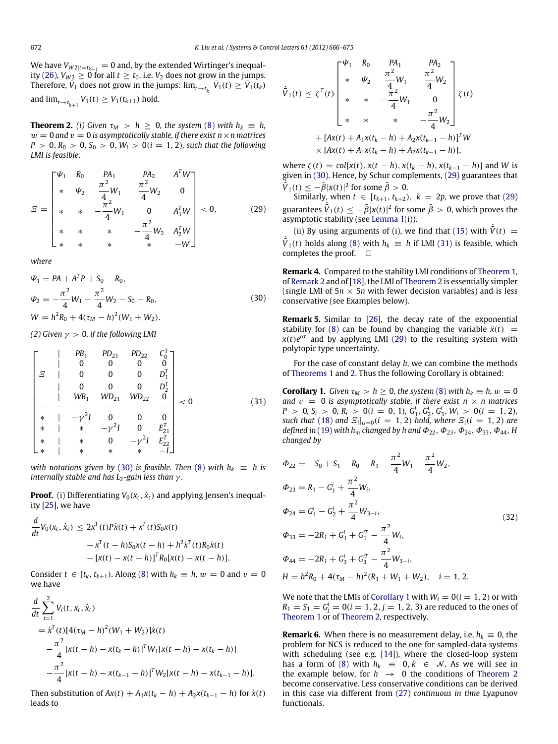We have $V_{W2|t=t_{k+1}} = 0$ and, by the extended Wirtinger's inequality (26), $V_{W2} \geq 0$ for all $t \geq t_0$, i.e. $V_2$ does not grow in the jumps. Therefore, $\bar{V}_1$ does not grow in the jumps: $\lim_{t \to t_k^-} \bar{V}_1(t) \geq \bar{V}_1(t_k)$ and $\lim_{t \to t_{k+1}^-} \bar{V}_1(t) \geq \bar{V}_1(t_{k+1})$ hold.

**Theorem 2.** *(i) Given $\tau_M > h \geq 0$, the system (8) with $h_k \equiv h$, $w = 0$ and $v = 0$ is asymptotically stable, if there exist $n \times n$ matrices $P > 0, R_0 > 0, S_0 > 0, W_i > 0 (i = 1, 2)$, such that the following LMI is feasible:*

$$
\Xi = \begin{bmatrix} \Psi_1 & R_0 & PA_1 & PA_2 & A^T W \\ * & \Psi_2 & \frac{\pi^2}{4} W_1 & \frac{\pi^2}{4} W_2 & 0 \\ * & * & -\frac{\pi^2}{4} W_1 & 0 & A_1^T W \\ * & * & * & -\frac{\pi^2}{4} W_2 & A_2^T W \\ * & * & * & * & -W \end{bmatrix} < 0, \tag{29}
$$

*where*

$$
\begin{aligned}
\Psi_1 &= PA + A^T P + S_0 - R_0, \\
\Psi_2 &= -\frac{\pi^2}{4} W_1 - \frac{\pi^2}{4} W_2 - S_0 - R_0, \\
W &= h^2 R_0 + 4(\tau_M - h)^2 (W_1 + W_2).
\end{aligned} \tag{30}
$$

*(2) Given $\gamma > 0$, if the following LMI*

$$
\begin{bmatrix}
 & | & PB_1 & PD_{21} & PD_{22} & C_0^T \\
 & | & 0 & 0 & 0 & 0 \\
\Xi & | & 0 & 0 & 0 & D_1^T \\
 & | & 0 & 0 & 0 & D_2^T \\
 & | & WB_1 & WD_{21} & WD_{22} & 0 \\
- & - & - & - & - & - \\
* & | & -\gamma^2 I & 0 & 0 & 0 \\
* & | & * & -\gamma^2 I & 0 & E_{21}^T \\
* & | & * & 0 & -\gamma^2 I & E_{22}^T \\
* & | & * & * & * & -I
\end{bmatrix} < 0 \tag{31}
$$

*with notations given by (30) is feasible. Then (8) with $h_k \equiv h$ is internally stable and has $L_2$-gain less than $\gamma$.*

**Proof.** (i) Differentiating $V_0(x_t, \dot{x}_t)$ and applying Jensen's inequality [25], we have

$$
\begin{aligned}
\frac{d}{dt} V_0(x_t, \dot{x}_t) \leq\; & 2x^T(t) P \dot{x}(t) + x^T(t) S_0 x(t) \\
& - x^T(t-h) S_0 x(t-h) + h^2 \dot{x}^T(t) R_0 \dot{x}(t) \\
& - [x(t) - x(t-h)]^T R_0 [x(t) - x(t-h)].
\end{aligned}
$$

Consider $t \in [t_k, t_{k+1})$. Along (8) with $h_k \equiv h$, $w = 0$ and $v = 0$ we have

$$
\begin{aligned}
& \frac{d}{dt} \sum_{i=1}^{2} V_i(t, x_t, \dot{x}_t) \\
&= \dot{x}^T(t)[4(\tau_M - h)^2 (W_1 + W_2)] \dot{x}(t) \\
&\quad - \frac{\pi^2}{4} [x(t-h) - x(t_k - h)]^T W_1 [x(t-h) - x(t_k - h)] \\
&\quad - \frac{\pi^2}{4} [x(t-h) - x(t_{k-1} - h)]^T W_2 [x(t-h) - x(t_{k-1} - h)].
\end{aligned}
$$

Then substitution of $Ax(t) + A_1 x(t_k - h) + A_2 x(t_{k-1} - h)$ for $\dot{x}(t)$ leads to

$$
\begin{aligned}
\dot{\bar{V}}_1(t) \leq\; & \zeta^T(t) \begin{bmatrix} \Psi_1 & R_0 & PA_1 & PA_2 \\ * & \Psi_2 & \frac{\pi^2}{4} W_1 & \frac{\pi^2}{4} W_2 \\ * & * & -\frac{\pi^2}{4} W_1 & 0 \\ * & * & * & -\frac{\pi^2}{4} W_2 \end{bmatrix} \zeta(t) \\
& + [Ax(t) + A_1 x(t_k - h) + A_2 x(t_{k-1} - h)]^T W \\
& \times [Ax(t) + A_1 x(t_k - h) + A_2 x(t_{k-1} - h)],
\end{aligned}
$$

where $\zeta(t) = col\{x(t), x(t-h), x(t_k - h), x(t_{k-1} - h)\}$ and $W$ is given in (30). Hence, by Schur complements, (29) guarantees that $\dot{\bar{V}}_1(t) \leq -\tilde{\beta} |x(t)|^2$ for some $\tilde{\beta} > 0$.

Similarly, when $t \in [t_{k+1}, t_{k+2})$, $k = 2p$, we prove that (29) guarantees $\dot{\bar{V}}_1(t) \leq -\tilde{\beta}|x(t)|^2$ for some $\tilde{\beta} > 0$, which proves the asymptotic stability (see Lemma 1(i)).

(ii) By using arguments of (i), we find that (15) with $\dot{\bar{V}}(t) = \dot{\bar{V}}_1(t)$ holds along (8) with $h_k \equiv h$ if LMI (31) is feasible, which completes the proof. $\square$

**Remark 4.** Compared to the stability LMI conditions of Theorem 1, of Remark 2 and of [18], the LMI of Theorem 2 is essentially simpler (single LMI of $5n \times 5n$ with fewer decision variables) and is less conservative (see Examples below).

**Remark 5.** Similar to [26], the decay rate of the exponential stability for (8) can be found by changing the variable $\bar{x}(t) = x(t)e^{\alpha t}$ and by applying LMI (29) to the resulting system with polytopic type uncertainty.

For the case of constant delay $h$, we can combine the methods of Theorems 1 and 2. Thus the following Corollary is obtained:

**Corollary 1.** *Given $\tau_M > h \geq 0$, the system (8) with $h_k \equiv h$, $w = 0$ and $v = 0$ is asymptotically stable, if there exist $n \times n$ matrices $P > 0$, $S_i > 0$, $R_i > 0 (i = 0, 1)$, $G_1^i, G_2^i, G_3^i, W_i > 0 (i = 1, 2)$, such that (18) and $\Xi_i|_{\alpha=0} (i = 1, 2)$ hold, where $\Xi_i (i = 1, 2)$ are defined in (19) with $h_m$ changed by $h$ and $\Phi_{22}, \Phi_{23}, \Phi_{24}, \Phi_{33}, \Phi_{44}, H$ changed by*

$$
\begin{aligned}
\Phi_{22} &= -S_0 + S_1 - R_0 - R_1 - \frac{\pi^2}{4} W_1 - \frac{\pi^2}{4} W_2, \\
\Phi_{23} &= R_1 - G_1^i + \frac{\pi^2}{4} W_i, \\
\Phi_{24} &= G_1^i - G_2^i + \frac{\pi^2}{4} W_{3-i}, \\
\Phi_{33} &= -2R_1 + G_1^i + G_1^{iT} - \frac{\pi^2}{4} W_i, \\
\Phi_{44} &= -2R_1 + G_3^i + G_3^{iT} - \frac{\pi^2}{4} W_{3-i}, \\
H &= h^2 R_0 + 4(\tau_M - h)^2 (R_1 + W_1 + W_2), \quad i = 1, 2.
\end{aligned} \tag{32}
$$

We note that the LMIs of Corollary 1 with $W_i = 0 (i = 1, 2)$ or with $R_1 = S_1 = G_j^i = 0 (i = 1, 2, j = 1, 2, 3)$ are reduced to the ones of Theorem 1 or of Theorem 2, respectively.

**Remark 6.** When there is no measurement delay, i.e. $h_k \equiv 0$, the problem for NCS is reduced to the one for sampled-data systems with scheduling (see e.g. [14]), where the closed-loop system has a form of (8) with $h_k \equiv 0, k \in \mathcal{N}$. As we will see in the example below, for $h \to 0$ the conditions of Theorem 2 become conservative. Less conservative conditions can be derived in this case via different from (27) *continuous in time* Lyapunov functionals.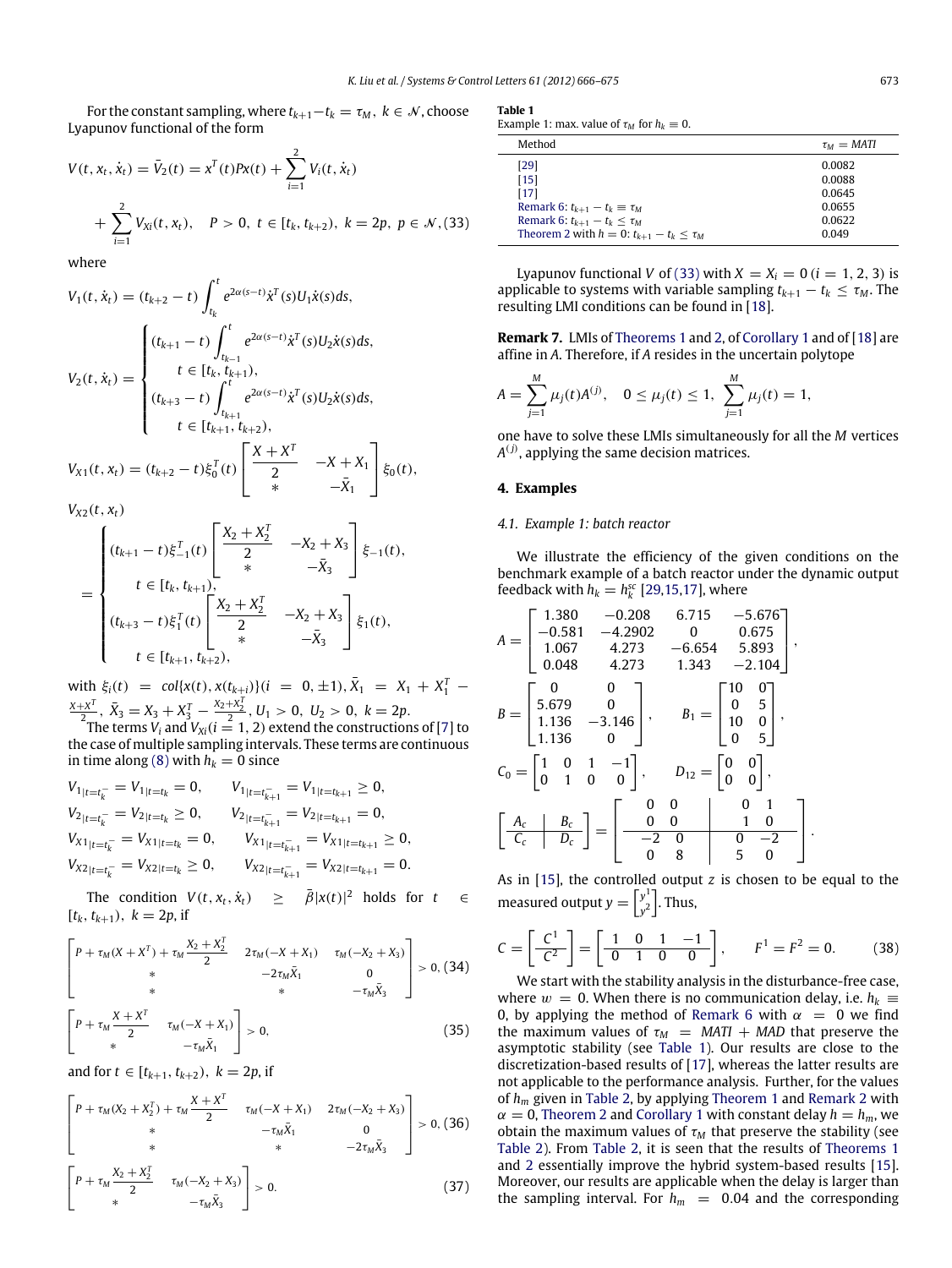For the constant sampling, where $t_{k+1}-t_k = \tau_M$, $k \in \mathcal{N}$, choose Lyapunov functional of the form

$$V(t, x_t, \dot{x}_t) = \bar{V}_2(t) = x^T(t)Px(t) + \sum_{i=1}^{2} V_i(t, \dot{x}_t) + \sum_{i=1}^{2} V_{Xi}(t, x_t), \quad P > 0, \ t \in [t_k, t_{k+2}), \ k = 2p, \ p \in \mathcal{N}, \quad (33)$$

where

$$V_1(t, \dot{x}_t) = (t_{k+2} - t) \int_{t_k}^{t} e^{2\alpha(s-t)} \dot{x}^T(s) U_1 \dot{x}(s) ds,$$

$$V_2(t, \dot{x}_t) = \begin{cases} (t_{k+1} - t) \int_{t_{k-1}}^{t} e^{2\alpha(s-t)} \dot{x}^T(s) U_2 \dot{x}(s) ds, \\ \quad t \in [t_k, t_{k+1}), \\ (t_{k+3} - t) \int_{t_{k+1}}^{t} e^{2\alpha(s-t)} \dot{x}^T(s) U_2 \dot{x}(s) ds, \\ \quad t \in [t_{k+1}, t_{k+2}), \end{cases}$$

$$V_{X1}(t, x_t) = (t_{k+2} - t)\xi_0^T(t) \begin{bmatrix} \frac{X + X^T}{2} & -X + X_1 \\ * & -\bar{X}_1 \end{bmatrix} \xi_0(t),$$

$$V_{X2}(t, x_t) = \begin{cases} (t_{k+1} - t)\xi_{-1}^T(t) \begin{bmatrix} \frac{X_2 + X_2^T}{2} & -X_2 + X_3 \\ * & -\bar{X}_3 \end{bmatrix} \xi_{-1}(t), \\ \quad t \in [t_k, t_{k+1}), \\ (t_{k+3} - t)\xi_1^T(t) \begin{bmatrix} \frac{X_2 + X_2^T}{2} & -X_2 + X_3 \\ * & -\bar{X}_3 \end{bmatrix} \xi_1(t), \\ \quad t \in [t_{k+1}, t_{k+2}), \end{cases}$$

with $\xi_i(t) = col\{x(t), x(t_{k+i})\} (i = 0, \pm 1)$, $\bar{X}_1 = X_1 + X_1^T - \frac{X+X^T}{2}$, $\bar{X}_3 = X_3 + X_3^T - \frac{X_2+X_2^T}{2}$, $U_1 > 0$, $U_2 > 0$, $k = 2p$.

The terms $V_i$ and $V_{Xi} (i = 1, 2)$ extend the constructions of [7] to the case of multiple sampling intervals. These terms are continuous in time along (8) with $h_k = 0$ since

$$V_{1|t=t_k^-} = V_{1|t=t_k} = 0, \qquad V_{1|t=t_{k+1}^-} = V_{1|t=t_{k+1}} \geq 0,$$
$$V_{2|t=t_k^-} = V_{2|t=t_k} \geq 0, \qquad V_{2|t=t_{k+1}^-} = V_{2|t=t_{k+1}} = 0,$$
$$V_{X1|t=t_k^-} = V_{X1|t=t_k} = 0, \qquad V_{X1|t=t_{k+1}^-} = V_{X1|t=t_{k+1}} \geq 0,$$
$$V_{X2|t=t_k^-} = V_{X2|t=t_k} \geq 0, \qquad V_{X2|t=t_{k+1}^-} = V_{X2|t=t_{k+1}} = 0.$$

The condition $V(t, x_t, \dot{x}_t) \geq \bar{\beta}|x(t)|^2$ holds for $t \in [t_k, t_{k+1})$, $k = 2p$, if

$$\begin{bmatrix} P + \tau_M(X + X^T) + \tau_M \frac{X_2 + X_2^T}{2} & 2\tau_M(-X + X_1) & \tau_M(-X_2 + X_3) \\ * & -2\tau_M \bar{X}_1 & 0 \\ * & * & -\tau_M \bar{X}_3 \end{bmatrix} > 0, \quad (34)$$

$$\begin{bmatrix} P + \tau_M \frac{X + X^T}{2} & \tau_M(-X + X_1) \\ * & -\tau_M \bar{X}_1 \end{bmatrix} > 0, \quad (35)$$

and for $t \in [t_{k+1}, t_{k+2})$, $k = 2p$, if

$$\begin{bmatrix} P + \tau_M(X_2 + X_2^T) + \tau_M \frac{X + X^T}{2} & \tau_M(-X + X_1) & 2\tau_M(-X_2 + X_3) \\ * & -\tau_M \bar{X}_1 & 0 \\ * & * & -2\tau_M \bar{X}_3 \end{bmatrix} > 0, \quad (36)$$

$$\begin{bmatrix} P + \tau_M \frac{X_2 + X_2^T}{2} & \tau_M(-X_2 + X_3) \\ * & -\tau_M \bar{X}_3 \end{bmatrix} > 0. \quad (37)$$

**Table 1**
Example 1: max. value of $\tau_M$ for $h_k \equiv 0$.

| Method | $\tau_M = MATI$ |
|---|---|
| [29] | 0.0082 |
| [15] | 0.0088 |
| [17] | 0.0645 |
| Remark 6: $t_{k+1} - t_k \equiv \tau_M$ | 0.0655 |
| Remark 6: $t_{k+1} - t_k \leq \tau_M$ | 0.0622 |
| Theorem 2 with $h = 0$: $t_{k+1} - t_k \leq \tau_M$ | 0.049 |

Lyapunov functional $V$ of (33) with $X = X_i = 0 \ (i = 1, 2, 3)$ is applicable to systems with variable sampling $t_{k+1} - t_k \leq \tau_M$. The resulting LMI conditions can be found in [18].

**Remark 7.** LMIs of Theorems 1 and 2, of Corollary 1 and of [18] are affine in $A$. Therefore, if $A$ resides in the uncertain polytope

$$A = \sum_{j=1}^{M} \mu_j(t)A^{(j)}, \quad 0 \leq \mu_j(t) \leq 1, \ \sum_{j=1}^{M} \mu_j(t) = 1,$$

one have to solve these LMIs simultaneously for all the $M$ vertices $A^{(j)}$, applying the same decision matrices.

## 4. Examples

### 4.1. Example 1: batch reactor

We illustrate the efficiency of the given conditions on the benchmark example of a batch reactor under the dynamic output feedback with $h_k = h_k^{sc}$ [29,15,17], where

$$A = \begin{bmatrix} 1.380 & -0.208 & 6.715 & -5.676 \\ -0.581 & -4.2902 & 0 & 0.675 \\ 1.067 & 4.273 & -6.654 & 5.893 \\ 0.048 & 4.273 & 1.343 & -2.104 \end{bmatrix},$$

$$B = \begin{bmatrix} 0 & 0 \\ 5.679 & 0 \\ 1.136 & -3.146 \\ 1.136 & 0 \end{bmatrix}, \qquad B_1 = \begin{bmatrix} 10 & 0 \\ 0 & 5 \\ 10 & 0 \\ 0 & 5 \end{bmatrix},$$

$$C_0 = \begin{bmatrix} 1 & 0 & 1 & -1 \\ 0 & 1 & 0 & 0 \end{bmatrix}, \qquad D_{12} = \begin{bmatrix} 0 & 0 \\ 0 & 0 \end{bmatrix},$$

$$\left[\begin{array}{c|c} A_c & B_c \\ \hline C_c & D_c \end{array}\right] = \left[\begin{array}{cc|cc} 0 & 0 & 0 & 1 \\ 0 & 0 & 1 & 0 \\ \hline -2 & 0 & 0 & -2 \\ 0 & 8 & 5 & 0 \end{array}\right].$$

As in [15], the controlled output $z$ is chosen to be equal to the measured output $y = \begin{bmatrix} y^1 \\ y^2 \end{bmatrix}$. Thus,

$$C = \begin{bmatrix} C^1 \\ \hline C^2 \end{bmatrix} = \begin{bmatrix} 1 & 0 & 1 & -1 \\ 0 & 1 & 0 & 0 \end{bmatrix}, \qquad F^1 = F^2 = 0. \quad (38)$$

We start with the stability analysis in the disturbance-free case, where $w = 0$. When there is no communication delay, i.e. $h_k \equiv 0$, by applying the method of Remark 6 with $\alpha = 0$ we find the maximum values of $\tau_M = MATI + MAD$ that preserve the asymptotic stability (see Table 1). Our results are close to the discretization-based results of [17], whereas the latter results are not applicable to the performance analysis. Further, for the values of $h_m$ given in Table 2, by applying Theorem 1 and Remark 2 with $\alpha = 0$, Theorem 2 and Corollary 1 with constant delay $h = h_m$, we obtain the maximum values of $\tau_M$ that preserve the stability (see Table 2). From Table 2, it is seen that the results of Theorems 1 and 2 essentially improve the hybrid system-based results [15]. Moreover, our results are applicable when the delay is larger than the sampling interval. For $h_m = 0.04$ and the corresponding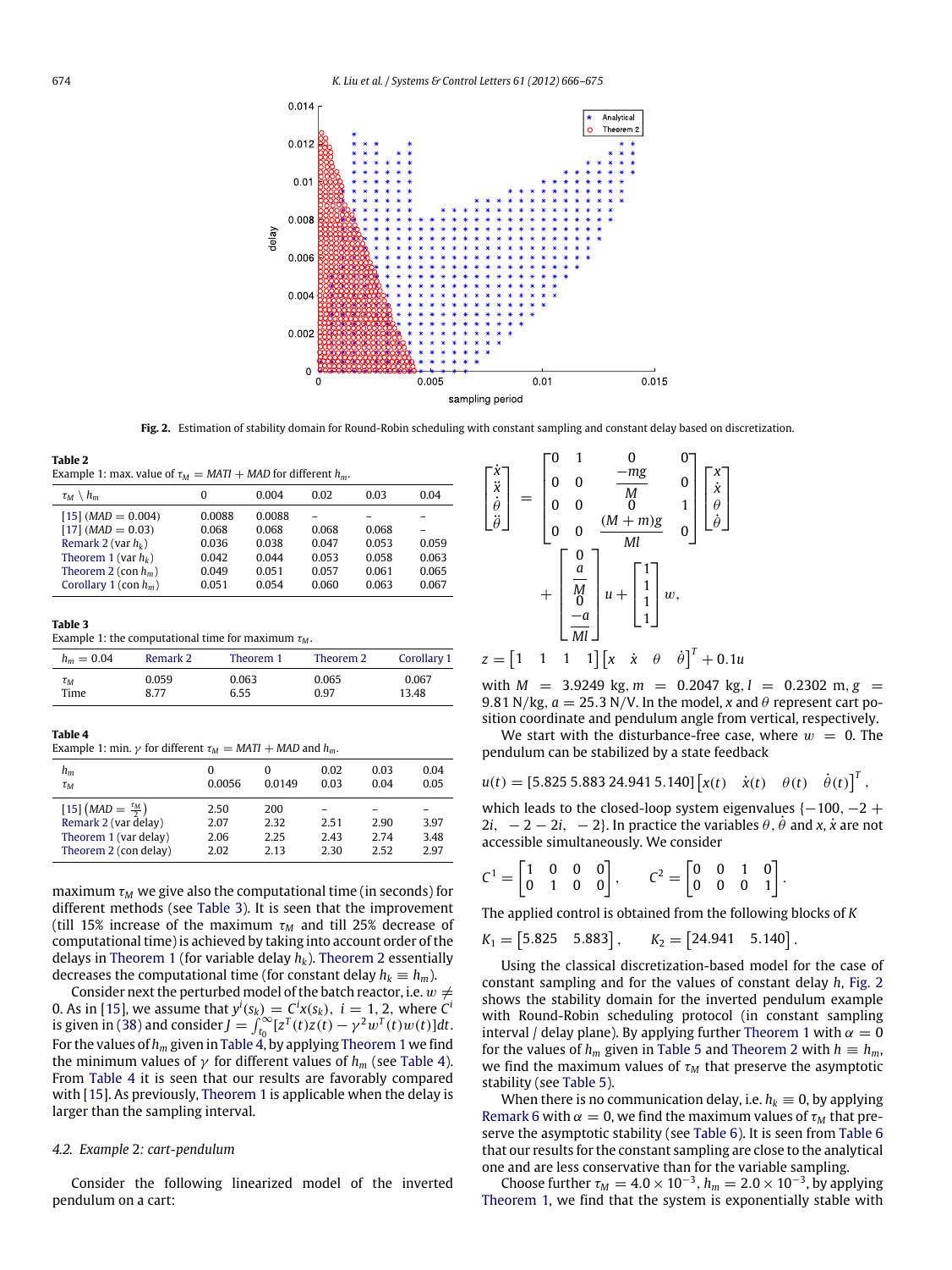**Fig. 2.** Estimation of stability domain for Round-Robin scheduling with constant sampling and constant delay based on discretization.

**Table 2**
Example 1: max. value of $\tau_M = MATI + MAD$ for different $h_m$.

| $\tau_M \setminus h_m$ | 0 | 0.004 | 0.02 | 0.03 | 0.04 |
|---|---|---|---|---|---|
| [15] ($MAD = 0.004$) | 0.0088 | 0.0088 | – | – | – |
| [17] ($MAD = 0.03$) | 0.068 | 0.068 | 0.068 | 0.068 | – |
| Remark 2 (var $h_k$) | 0.036 | 0.038 | 0.047 | 0.053 | 0.059 |
| Theorem 1 (var $h_k$) | 0.042 | 0.044 | 0.053 | 0.058 | 0.063 |
| Theorem 2 (con $h_m$) | 0.049 | 0.051 | 0.057 | 0.061 | 0.065 |
| Corollary 1 (con $h_m$) | 0.051 | 0.054 | 0.060 | 0.063 | 0.067 |

**Table 3**
Example 1: the computational time for maximum $\tau_M$.

| $h_m = 0.04$ | Remark 2 | Theorem 1 | Theorem 2 | Corollary 1 |
|---|---|---|---|---|
| $\tau_M$ | 0.059 | 0.063 | 0.065 | 0.067 |
| Time | 8.77 | 6.55 | 0.97 | 13.48 |

**Table 4**
Example 1: min. $\gamma$ for different $\tau_M = MATI + MAD$ and $h_m$.

| $h_m$ | 0 | 0 | 0.02 | 0.03 | 0.04 |
|---|---|---|---|---|---|
| $\tau_M$ | 0.0056 | 0.0149 | 0.03 | 0.04 | 0.05 |
| [15] ($MAD = \frac{\tau_M}{2}$) | 2.50 | 200 | – | – | – |
| Remark 2 (var delay) | 2.07 | 2.32 | 2.51 | 2.90 | 3.97 |
| Theorem 1 (var delay) | 2.06 | 2.25 | 2.43 | 2.74 | 3.48 |
| Theorem 2 (con delay) | 2.02 | 2.13 | 2.30 | 2.52 | 2.97 |

maximum $\tau_M$ we give also the computational time (in seconds) for different methods (see Table 3). It is seen that the improvement (till 15% increase of the maximum $\tau_M$ and till 25% decrease of computational time) is achieved by taking into account order of the delays in Theorem 1 (for variable delay $h_k$). Theorem 2 essentially decreases the computational time (for constant delay $h_k \equiv h_m$).

Consider next the perturbed model of the batch reactor, i.e. $w \neq 0$. As in [15], we assume that $y^i(s_k) = C^i x(s_k)$, $i = 1, 2$, where $C^i$ is given in (38) and consider $J = \int_{t_0}^{\infty} [z^T(t)z(t) - \gamma^2 w^T(t)w(t)]dt$. For the values of $h_m$ given in Table 4, by applying Theorem 1 we find the minimum values of $\gamma$ for different values of $h_m$ (see Table 4). From Table 4 it is seen that our results are favorably compared with [15]. As previously, Theorem 1 is applicable when the delay is larger than the sampling interval.

### 4.2. Example 2: cart-pendulum

Consider the following linearized model of the inverted pendulum on a cart:

$$\begin{bmatrix} \dot{x} \\ \ddot{x} \\ \dot{\theta} \\ \ddot{\theta} \end{bmatrix} = \begin{bmatrix} 0 & 1 & 0 & 0 \\ 0 & 0 & \frac{-mg}{M} & 0 \\ 0 & 0 & 0 & 1 \\ 0 & 0 & \frac{(M+m)g}{Ml} & 0 \end{bmatrix} \begin{bmatrix} x \\ \dot{x} \\ \theta \\ \dot{\theta} \end{bmatrix} + \begin{bmatrix} 0 \\ \frac{a}{M} \\ 0 \\ \frac{-a}{Ml} \end{bmatrix} u + \begin{bmatrix} 1 \\ 1 \\ 1 \\ 1 \end{bmatrix} w,$$

$$z = \begin{bmatrix} 1 & 1 & 1 & 1 \end{bmatrix} \begin{bmatrix} x & \dot{x} & \theta & \dot{\theta} \end{bmatrix}^T + 0.1u$$

with $M = 3.9249$ kg, $m = 0.2047$ kg, $l = 0.2302$ m, $g = 9.81$ N/kg, $a = 25.3$ N/V. In the model, $x$ and $\theta$ represent cart position coordinate and pendulum angle from vertical, respectively.

We start with the disturbance-free case, where $w = 0$. The pendulum can be stabilized by a state feedback

$$u(t) = [5.825\ 5.883\ 24.941\ 5.140] \begin{bmatrix} x(t) & \dot{x}(t) & \theta(t) & \dot{\theta}(t) \end{bmatrix}^T,$$

which leads to the closed-loop system eigenvalues $\{-100, -2+2i, -2-2i, -2\}$. In practice the variables $\theta, \dot{\theta}$ and $x, \dot{x}$ are not accessible simultaneously. We consider

$$C^1 = \begin{bmatrix} 1 & 0 & 0 & 0 \\ 0 & 1 & 0 & 0 \end{bmatrix}, \qquad C^2 = \begin{bmatrix} 0 & 0 & 1 & 0 \\ 0 & 0 & 0 & 1 \end{bmatrix}.$$

The applied control is obtained from the following blocks of $K$

$$K_1 = \begin{bmatrix} 5.825 & 5.883 \end{bmatrix}, \qquad K_2 = \begin{bmatrix} 24.941 & 5.140 \end{bmatrix}.$$

Using the classical discretization-based model for the case of constant sampling and for the values of constant delay $h$, Fig. 2 shows the stability domain for the inverted pendulum example with Round-Robin scheduling protocol (in constant sampling interval / delay plane). By applying further Theorem 1 with $\alpha = 0$ for the values of $h_m$ given in Table 5 and Theorem 2 with $h \equiv h_m$, we find the maximum values of $\tau_M$ that preserve the asymptotic stability (see Table 5).

When there is no communication delay, i.e. $h_k \equiv 0$, by applying Remark 6 with $\alpha = 0$, we find the maximum values of $\tau_M$ that preserve the asymptotic stability (see Table 6). It is seen from Table 6 that our results for the constant sampling are close to the analytical one and are less conservative than for the variable sampling.

Choose further $\tau_M = 4.0 \times 10^{-3}$, $h_m = 2.0 \times 10^{-3}$, by applying Theorem 1, we find that the system is exponentially stable with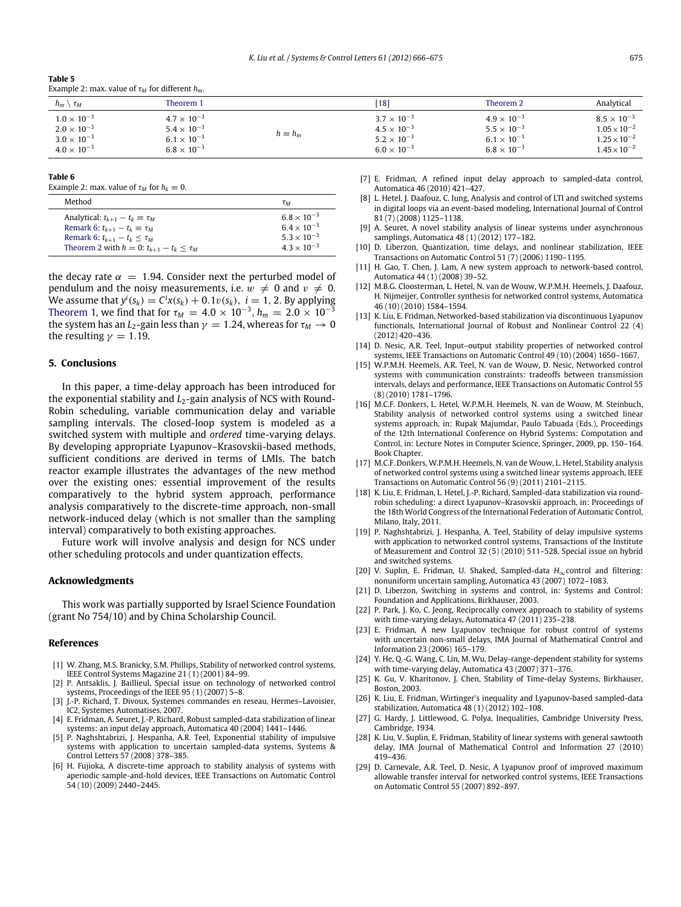**Table 5**
Example 2: max. value of $\tau_M$ for different $h_m$.

| $h_m \setminus \tau_M$ | Theorem 1 | | [18] | Theorem 2 | Analytical |
|---|---|---|---|---|---|
| $1.0 \times 10^{-3}$ | $4.7 \times 10^{-3}$ | $h \equiv h_m$ | $3.7 \times 10^{-3}$ | $4.9 \times 10^{-3}$ | $8.5 \times 10^{-3}$ |
| $2.0 \times 10^{-3}$ | $5.4 \times 10^{-3}$ | | $4.5 \times 10^{-3}$ | $5.5 \times 10^{-3}$ | $1.05 \times 10^{-2}$ |
| $3.0 \times 10^{-3}$ | $6.1 \times 10^{-3}$ | | $5.2 \times 10^{-3}$ | $6.1 \times 10^{-3}$ | $1.25 \times 10^{-2}$ |
| $4.0 \times 10^{-3}$ | $6.8 \times 10^{-3}$ | | $6.0 \times 10^{-3}$ | $6.8 \times 10^{-3}$ | $1.45 \times 10^{-2}$ |

**Table 6**
Example 2: max. value of $\tau_M$ for $h_k \equiv 0$.

| Method | $\tau_M$ |
|---|---|
| Analytical: $t_{k+1} - t_k \equiv \tau_M$ | $6.8 \times 10^{-3}$ |
| Remark 6: $t_{k+1} - t_k \equiv \tau_M$ | $6.4 \times 10^{-3}$ |
| Remark 6: $t_{k+1} - t_k \leq \tau_M$ | $5.3 \times 10^{-3}$ |
| Theorem 2 with $h = 0$: $t_{k+1} - t_k \leq \tau_M$ | $4.3 \times 10^{-3}$ |

the decay rate $\alpha = 1.94$. Consider next the perturbed model of pendulum and the noisy measurements, i.e. $w \neq 0$ and $v \neq 0$. We assume that $y^i(s_k) = C^i x(s_k) + 0.1v(s_k),\ i = 1, 2$. By applying Theorem 1, we find that for $\tau_M = 4.0 \times 10^{-3}, h_m = 2.0 \times 10^{-3}$ the system has an $L_2$-gain less than $\gamma = 1.24$, whereas for $\tau_M \to 0$ the resulting $\gamma = 1.19$.

## 5. Conclusions

In this paper, a time-delay approach has been introduced for the exponential stability and $L_2$-gain analysis of NCS with Round-Robin scheduling, variable communication delay and variable sampling intervals. The closed-loop system is modeled as a switched system with multiple and *ordered* time-varying delays. By developing appropriate Lyapunov–Krasovskii-based methods, sufficient conditions are derived in terms of LMIs. The batch reactor example illustrates the advantages of the new method over the existing ones: essential improvement of the results comparatively to the hybrid system approach, performance analysis comparatively to the discrete-time approach, non-small network-induced delay (which is not smaller than the sampling interval) comparatively to both existing approaches.

Future work will involve analysis and design for NCS under other scheduling protocols and under quantization effects.

## Acknowledgments

This work was partially supported by Israel Science Foundation (grant No 754/10) and by China Scholarship Council.

## References

[1] W. Zhang, M.S. Branicky, S.M. Phillips, Stability of networked control systems, IEEE Control Systems Magazine 21 (1) (2001) 84–99.

[2] P. Antsaklis, J. Baillieul, Special issue on technology of networked control systems, Proceedings of the IEEE 95 (1) (2007) 5–8.

[3] J.-P. Richard, T. Divoux, Systemes commandes en reseau, Hermes–Lavoisier, IC2, Systemes Automatises, 2007.

[4] E. Fridman, A. Seuret, J.-P. Richard, Robust sampled-data stabilization of linear systems: an input delay approach, Automatica 40 (2004) 1441–1446.

[5] P. Naghshtabrizi, J. Hespanha, A.R. Teel, Exponential stability of impulsive systems with application to uncertain sampled-data systems, Systems & Control Letters 57 (2008) 378–385.

[6] H. Fujioka, A discrete-time approach to stability analysis of systems with aperiodic sample-and-hold devices, IEEE Transactions on Automatic Control 54 (10) (2009) 2440–2445.

[7] E. Fridman, A refined input delay approach to sampled-data control, Automatica 46 (2010) 421–427.

[8] L. Hetel, J. Daafouz, C. Iung, Analysis and control of LTI and switched systems in digital loops via an event-based modeling, International Journal of Control 81 (7) (2008) 1125–1138.

[9] A. Seuret, A novel stability analysis of linear systems under asynchronous samplings, Automatica 48 (1) (2012) 177–182.

[10] D. Liberzon, Quantization, time delays, and nonlinear stabilization, IEEE Transactions on Automatic Control 51 (7) (2006) 1190–1195.

[11] H. Gao, T. Chen, J. Lam, A new system approach to network-based control, Automatica 44 (1) (2008) 39–52.

[12] M.B.G. Cloosterman, L. Hetel, N. van de Wouw, W.P.M.H. Heemels, J. Daafouz, H. Nijmeijer, Controller synthesis for networked control systems, Automatica 46 (10) (2010) 1584–1594.

[13] K. Liu, E. Fridman, Networked-based stabilization via discontinuous Lyapunov functionals, International Journal of Robust and Nonlinear Control 22 (4) (2012) 420–436.

[14] D. Nesic, A.R. Teel, Input–output stability properties of networked control systems, IEEE Transactions on Automatic Control 49 (10) (2004) 1650–1667.

[15] W.P.M.H. Heemels, A.R. Teel, N. van de Wouw, D. Nesic, Networked control systems with communication constraints: tradeoffs between transmission intervals, delays and performance, IEEE Transactions on Automatic Control 55 (8) (2010) 1781–1796.

[16] M.C.F. Donkers, L. Hetel, W.P.M.H. Heemels, N. van de Wouw, M. Steinbuch, Stability analysis of networked control systems using a switched linear systems approach, in: Rupak Majumdar, Paulo Tabuada (Eds.), Proceedings of the 12th International Conference on Hybrid Systems: Computation and Control, in: Lecture Notes in Computer Science, Springer, 2009, pp. 150–164. Book Chapter.

[17] M.C.F. Donkers, W.P.M.H. Heemels, N. van de Wouw, L. Hetel, Stability analysis of networked control systems using a switched linear systems approach, IEEE Transactions on Automatic Control 56 (9) (2011) 2101–2115.

[18] K. Liu, E. Fridman, L. Hetel, J.-P. Richard, Sampled-data stabilization via round-robin scheduling: a direct Lyapunov–Krasovskii approach, in: Proceedings of the 18th World Congress of the International Federation of Automatic Control, Milano, Italy, 2011.

[19] P. Naghshtabrizi, J. Hespanha, A. Teel, Stability of delay impulsive systems with application to networked control systems, Transactions of the Institute of Measurement and Control 32 (5) (2010) 511–528. Special issue on hybrid and switched systems.

[20] V. Suplin, E. Fridman, U. Shaked, Sampled-data $H_\infty$ control and filtering: nonuniform uncertain sampling, Automatica 43 (2007) 1072–1083.

[21] D. Liberzon, Switching in systems and control, in: Systems and Control: Foundation and Applications, Birkhauser, 2003.

[22] P. Park, J. Ko, C. Jeong, Reciprocally convex approach to stability of systems with time-varying delays, Automatica 47 (2011) 235–238.

[23] E. Fridman, A new Lyapunov technique for robust control of systems with uncertain non-small delays, IMA Journal of Mathematical Control and Information 23 (2006) 165–179.

[24] Y. He, Q.-G. Wang, C. Lin, M. Wu, Delay-range-dependent stability for systems with time-varying delay, Automatica 43 (2007) 371–376.

[25] K. Gu, V. Kharitonov, J. Chen, Stability of Time-delay Systems, Birkhauser, Boston, 2003.

[26] K. Liu, E. Fridman, Wirtinger's inequality and Lyapunov-based sampled-data stabilization, Automatica 48 (1) (2012) 102–108.

[27] G. Hardy, J. Littlewood, G. Polya, Inequalities, Cambridge University Press, Cambridge, 1934.

[28] K. Liu, V. Suplin, E. Fridman, Stability of linear systems with general sawtooth delay, IMA Journal of Mathematical Control and Information 27 (2010) 419–436.

[29] D. Carnevale, A.R. Teel, D. Nesic, A Lyapunov proof of improved maximum allowable transfer interval for networked control systems, IEEE Transactions on Automatic Control 55 (2007) 892–897.